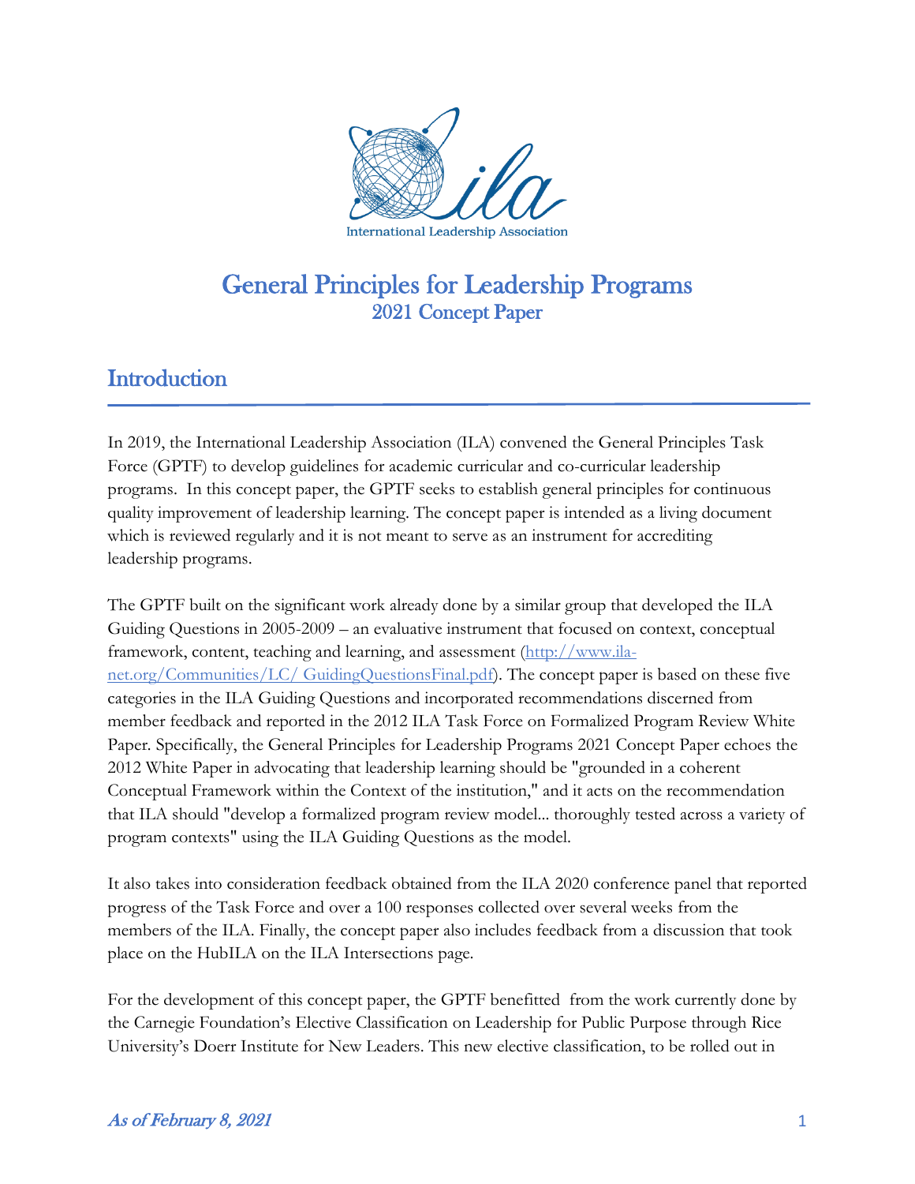International Leadership Association

# General Principles for Leadership Programs
## 2021 Concept Paper

## Introduction

In 2019, the International Leadership Association (ILA) convened the General Principles Task Force (GPTF) to develop guidelines for academic curricular and co-curricular leadership programs. In this concept paper, the GPTF seeks to establish general principles for continuous quality improvement of leadership learning. The concept paper is intended as a living document which is reviewed regularly and it is not meant to serve as an instrument for accrediting leadership programs.

The GPTF built on the significant work already done by a similar group that developed the ILA Guiding Questions in 2005-2009 – an evaluative instrument that focused on context, conceptual framework, content, teaching and learning, and assessment ([http://www.ila-net.org/Communities/LC/ GuidingQuestionsFinal.pdf](http://www.ila-net.org/Communities/LC/GuidingQuestionsFinal.pdf)). The concept paper is based on these five categories in the ILA Guiding Questions and incorporated recommendations discerned from member feedback and reported in the 2012 ILA Task Force on Formalized Program Review White Paper. Specifically, the General Principles for Leadership Programs 2021 Concept Paper echoes the 2012 White Paper in advocating that leadership learning should be "grounded in a coherent Conceptual Framework within the Context of the institution," and it acts on the recommendation that ILA should "develop a formalized program review model... thoroughly tested across a variety of program contexts" using the ILA Guiding Questions as the model.

It also takes into consideration feedback obtained from the ILA 2020 conference panel that reported progress of the Task Force and over a 100 responses collected over several weeks from the members of the ILA. Finally, the concept paper also includes feedback from a discussion that took place on the HubILA on the ILA Intersections page.

For the development of this concept paper, the GPTF benefitted from the work currently done by the Carnegie Foundation's Elective Classification on Leadership for Public Purpose through Rice University's Doerr Institute for New Leaders. This new elective classification, to be rolled out in

*As of February 8, 2021*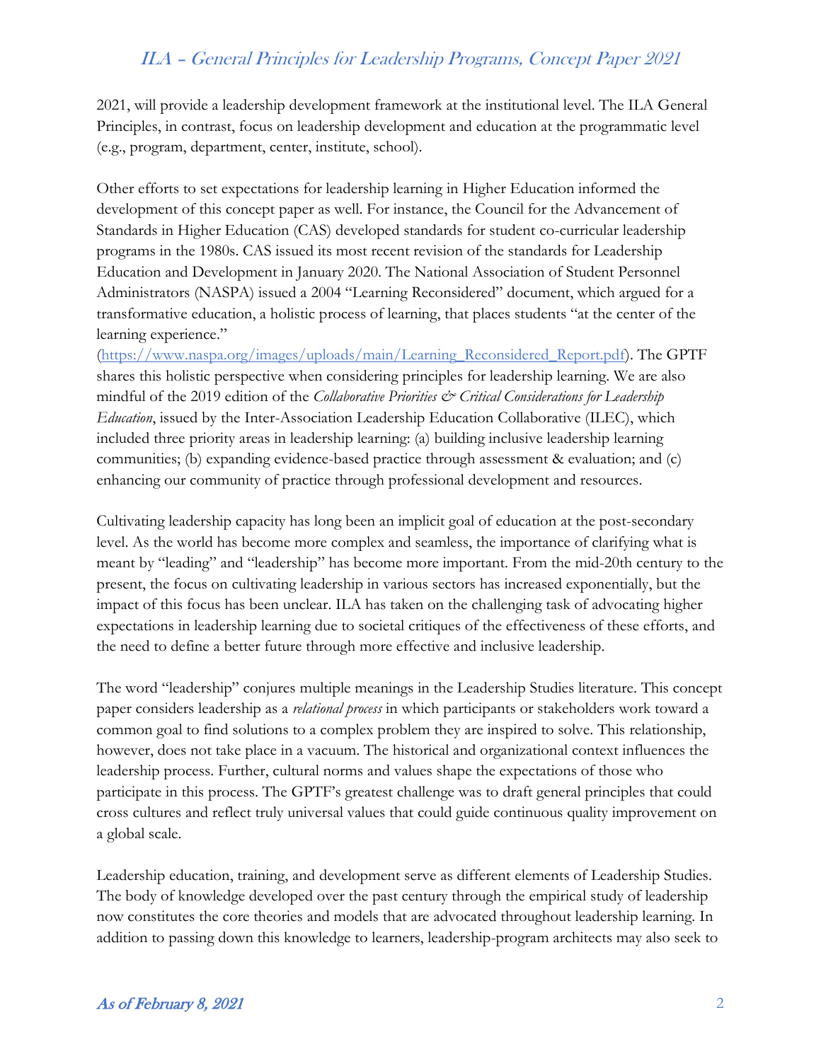2021, will provide a leadership development framework at the institutional level. The ILA General Principles, in contrast, focus on leadership development and education at the programmatic level (e.g., program, department, center, institute, school).

Other efforts to set expectations for leadership learning in Higher Education informed the development of this concept paper as well. For instance, the Council for the Advancement of Standards in Higher Education (CAS) developed standards for student co-curricular leadership programs in the 1980s. CAS issued its most recent revision of the standards for Leadership Education and Development in January 2020. The National Association of Student Personnel Administrators (NASPA) issued a 2004 "Learning Reconsidered" document, which argued for a transformative education, a holistic process of learning, that places students "at the center of the learning experience." (https://www.naspa.org/images/uploads/main/Learning_Reconsidered_Report.pdf). The GPTF shares this holistic perspective when considering principles for leadership learning. We are also mindful of the 2019 edition of the *Collaborative Priorities & Critical Considerations for Leadership Education*, issued by the Inter-Association Leadership Education Collaborative (ILEC), which included three priority areas in leadership learning: (a) building inclusive leadership learning communities; (b) expanding evidence-based practice through assessment & evaluation; and (c) enhancing our community of practice through professional development and resources.

Cultivating leadership capacity has long been an implicit goal of education at the post-secondary level. As the world has become more complex and seamless, the importance of clarifying what is meant by "leading" and "leadership" has become more important. From the mid-20th century to the present, the focus on cultivating leadership in various sectors has increased exponentially, but the impact of this focus has been unclear. ILA has taken on the challenging task of advocating higher expectations in leadership learning due to societal critiques of the effectiveness of these efforts, and the need to define a better future through more effective and inclusive leadership.

The word "leadership" conjures multiple meanings in the Leadership Studies literature. This concept paper considers leadership as a *relational process* in which participants or stakeholders work toward a common goal to find solutions to a complex problem they are inspired to solve. This relationship, however, does not take place in a vacuum. The historical and organizational context influences the leadership process. Further, cultural norms and values shape the expectations of those who participate in this process. The GPTF's greatest challenge was to draft general principles that could cross cultures and reflect truly universal values that could guide continuous quality improvement on a global scale.

Leadership education, training, and development serve as different elements of Leadership Studies. The body of knowledge developed over the past century through the empirical study of leadership now constitutes the core theories and models that are advocated throughout leadership learning. In addition to passing down this knowledge to learners, leadership-program architects may also seek to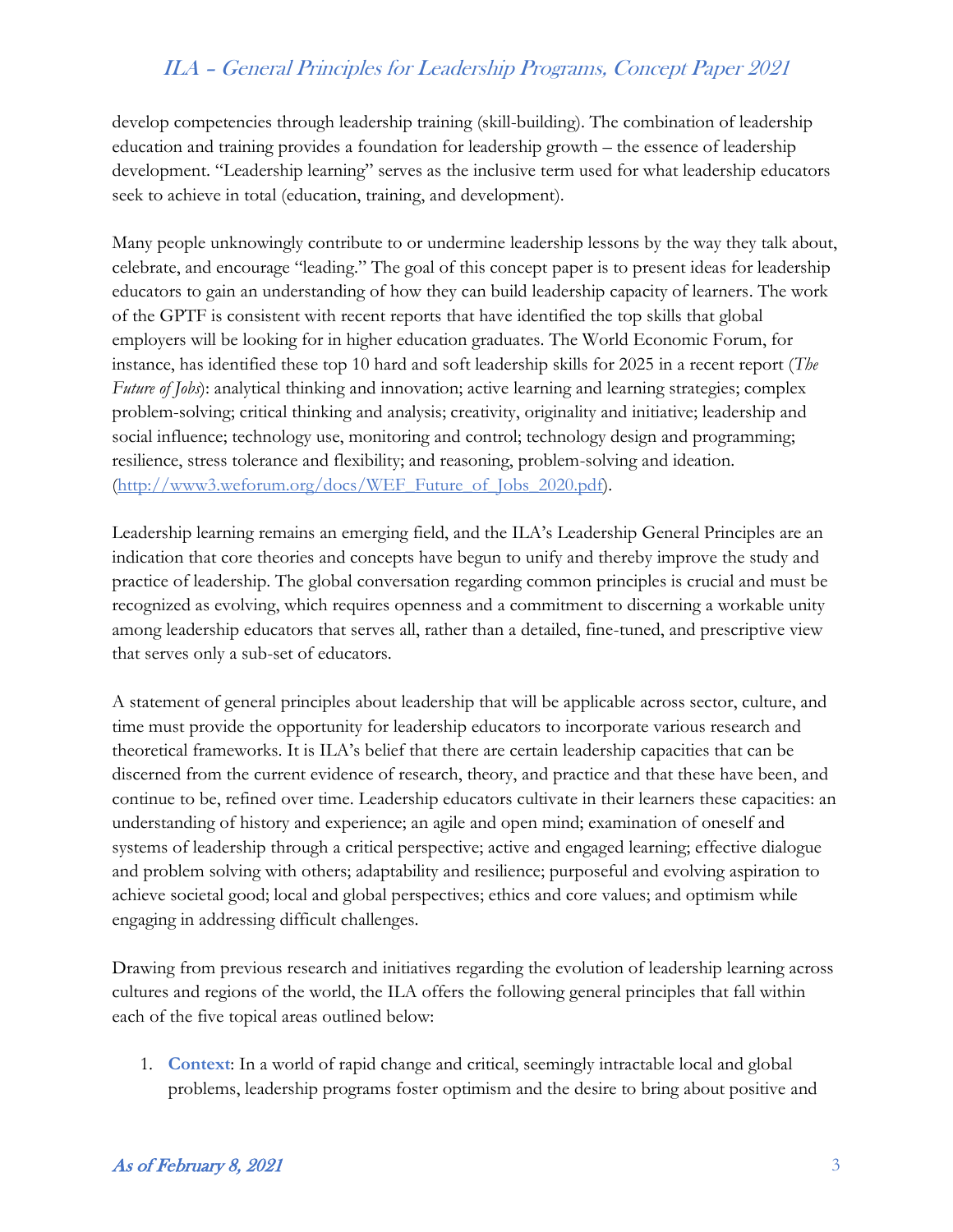develop competencies through leadership training (skill-building). The combination of leadership education and training provides a foundation for leadership growth – the essence of leadership development. "Leadership learning" serves as the inclusive term used for what leadership educators seek to achieve in total (education, training, and development).

Many people unknowingly contribute to or undermine leadership lessons by the way they talk about, celebrate, and encourage "leading." The goal of this concept paper is to present ideas for leadership educators to gain an understanding of how they can build leadership capacity of learners. The work of the GPTF is consistent with recent reports that have identified the top skills that global employers will be looking for in higher education graduates. The World Economic Forum, for instance, has identified these top 10 hard and soft leadership skills for 2025 in a recent report (*The Future of Jobs*): analytical thinking and innovation; active learning and learning strategies; complex problem-solving; critical thinking and analysis; creativity, originality and initiative; leadership and social influence; technology use, monitoring and control; technology design and programming; resilience, stress tolerance and flexibility; and reasoning, problem-solving and ideation. ([http://www3.weforum.org/docs/WEF_Future_of_Jobs_2020.pdf](http://www3.weforum.org/docs/WEF_Future_of_Jobs_2020.pdf)).

Leadership learning remains an emerging field, and the ILA's Leadership General Principles are an indication that core theories and concepts have begun to unify and thereby improve the study and practice of leadership. The global conversation regarding common principles is crucial and must be recognized as evolving, which requires openness and a commitment to discerning a workable unity among leadership educators that serves all, rather than a detailed, fine-tuned, and prescriptive view that serves only a sub-set of educators.

A statement of general principles about leadership that will be applicable across sector, culture, and time must provide the opportunity for leadership educators to incorporate various research and theoretical frameworks. It is ILA's belief that there are certain leadership capacities that can be discerned from the current evidence of research, theory, and practice and that these have been, and continue to be, refined over time. Leadership educators cultivate in their learners these capacities: an understanding of history and experience; an agile and open mind; examination of oneself and systems of leadership through a critical perspective; active and engaged learning; effective dialogue and problem solving with others; adaptability and resilience; purposeful and evolving aspiration to achieve societal good; local and global perspectives; ethics and core values; and optimism while engaging in addressing difficult challenges.

Drawing from previous research and initiatives regarding the evolution of leadership learning across cultures and regions of the world, the ILA offers the following general principles that fall within each of the five topical areas outlined below:

1. **Context**: In a world of rapid change and critical, seemingly intractable local and global problems, leadership programs foster optimism and the desire to bring about positive and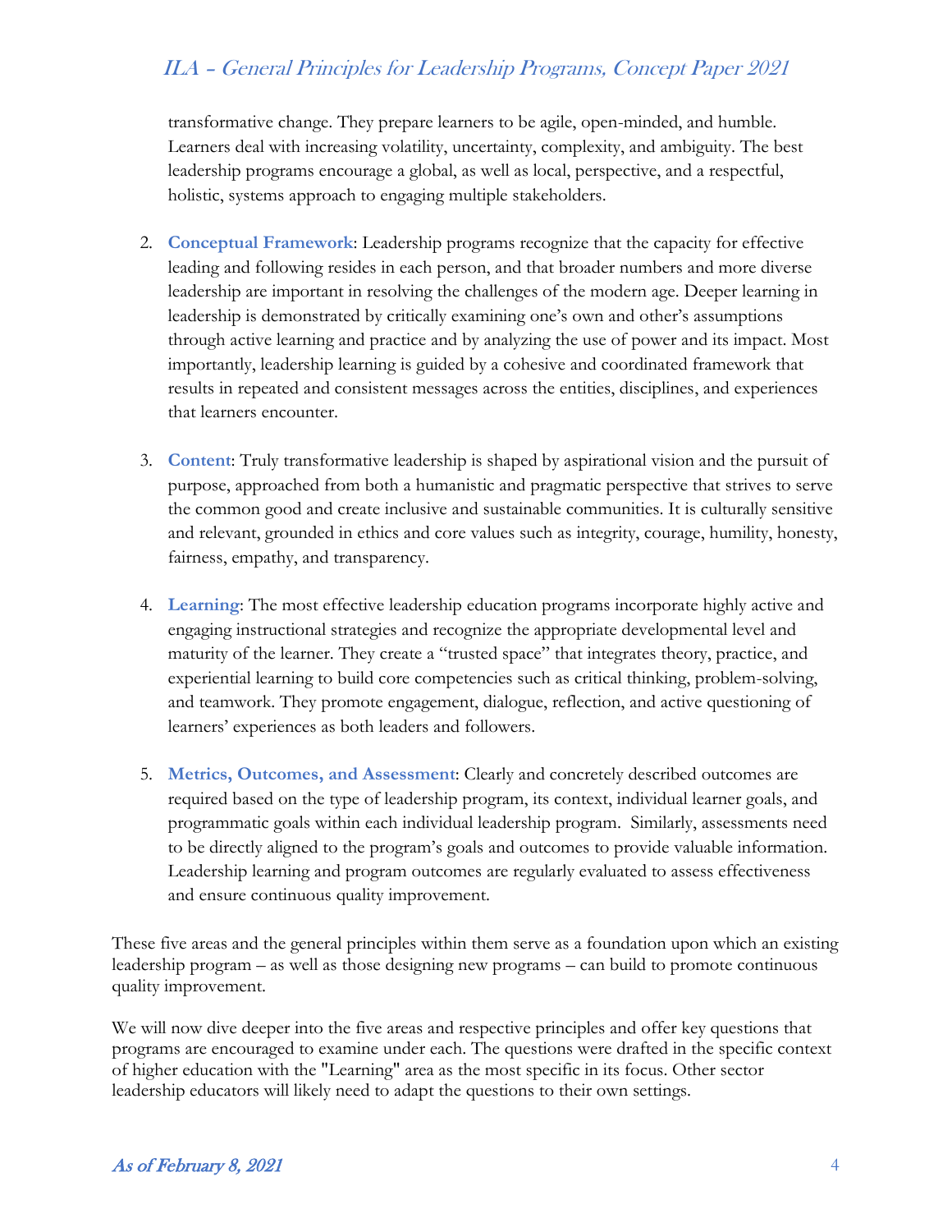transformative change. They prepare learners to be agile, open-minded, and humble. Learners deal with increasing volatility, uncertainty, complexity, and ambiguity. The best leadership programs encourage a global, as well as local, perspective, and a respectful, holistic, systems approach to engaging multiple stakeholders.

2. **Conceptual Framework**: Leadership programs recognize that the capacity for effective leading and following resides in each person, and that broader numbers and more diverse leadership are important in resolving the challenges of the modern age. Deeper learning in leadership is demonstrated by critically examining one's own and other's assumptions through active learning and practice and by analyzing the use of power and its impact. Most importantly, leadership learning is guided by a cohesive and coordinated framework that results in repeated and consistent messages across the entities, disciplines, and experiences that learners encounter.

3. **Content**: Truly transformative leadership is shaped by aspirational vision and the pursuit of purpose, approached from both a humanistic and pragmatic perspective that strives to serve the common good and create inclusive and sustainable communities. It is culturally sensitive and relevant, grounded in ethics and core values such as integrity, courage, humility, honesty, fairness, empathy, and transparency.

4. **Learning**: The most effective leadership education programs incorporate highly active and engaging instructional strategies and recognize the appropriate developmental level and maturity of the learner. They create a "trusted space" that integrates theory, practice, and experiential learning to build core competencies such as critical thinking, problem-solving, and teamwork. They promote engagement, dialogue, reflection, and active questioning of learners' experiences as both leaders and followers.

5. **Metrics, Outcomes, and Assessment**: Clearly and concretely described outcomes are required based on the type of leadership program, its context, individual learner goals, and programmatic goals within each individual leadership program. Similarly, assessments need to be directly aligned to the program's goals and outcomes to provide valuable information. Leadership learning and program outcomes are regularly evaluated to assess effectiveness and ensure continuous quality improvement.

These five areas and the general principles within them serve as a foundation upon which an existing leadership program – as well as those designing new programs – can build to promote continuous quality improvement.

We will now dive deeper into the five areas and respective principles and offer key questions that programs are encouraged to examine under each. The questions were drafted in the specific context of higher education with the "Learning" area as the most specific in its focus. Other sector leadership educators will likely need to adapt the questions to their own settings.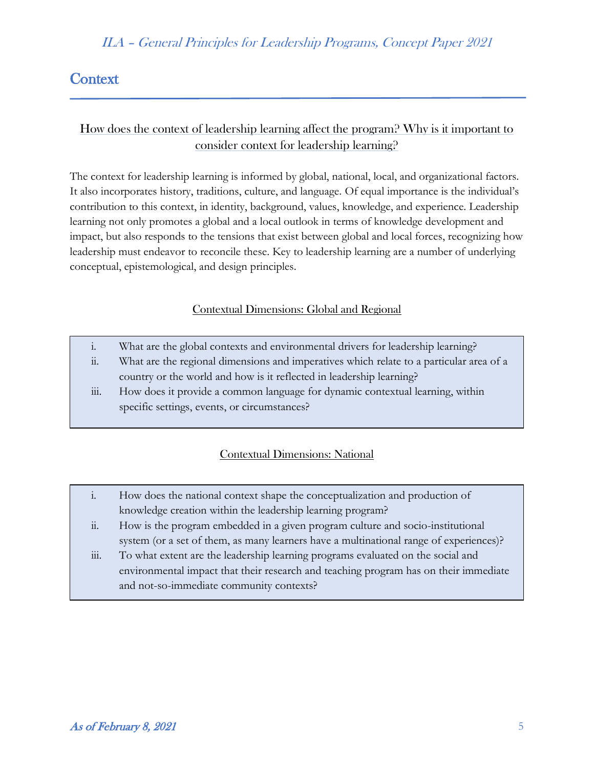## Context

How does the context of leadership learning affect the program? Why is it important to consider context for leadership learning?

The context for leadership learning is informed by global, national, local, and organizational factors. It also incorporates history, traditions, culture, and language. Of equal importance is the individual's contribution to this context, in identity, background, values, knowledge, and experience. Leadership learning not only promotes a global and a local outlook in terms of knowledge development and impact, but also responds to the tensions that exist between global and local forces, recognizing how leadership must endeavor to reconcile these. Key to leadership learning are a number of underlying conceptual, epistemological, and design principles.

### Contextual Dimensions: Global and Regional

i. What are the global contexts and environmental drivers for leadership learning?

ii. What are the regional dimensions and imperatives which relate to a particular area of a country or the world and how is it reflected in leadership learning?

iii. How does it provide a common language for dynamic contextual learning, within specific settings, events, or circumstances?

### Contextual Dimensions: National

i. How does the national context shape the conceptualization and production of knowledge creation within the leadership learning program?

ii. How is the program embedded in a given program culture and socio-institutional system (or a set of them, as many learners have a multinational range of experiences)?

iii. To what extent are the leadership learning programs evaluated on the social and environmental impact that their research and teaching program has on their immediate and not-so-immediate community contexts?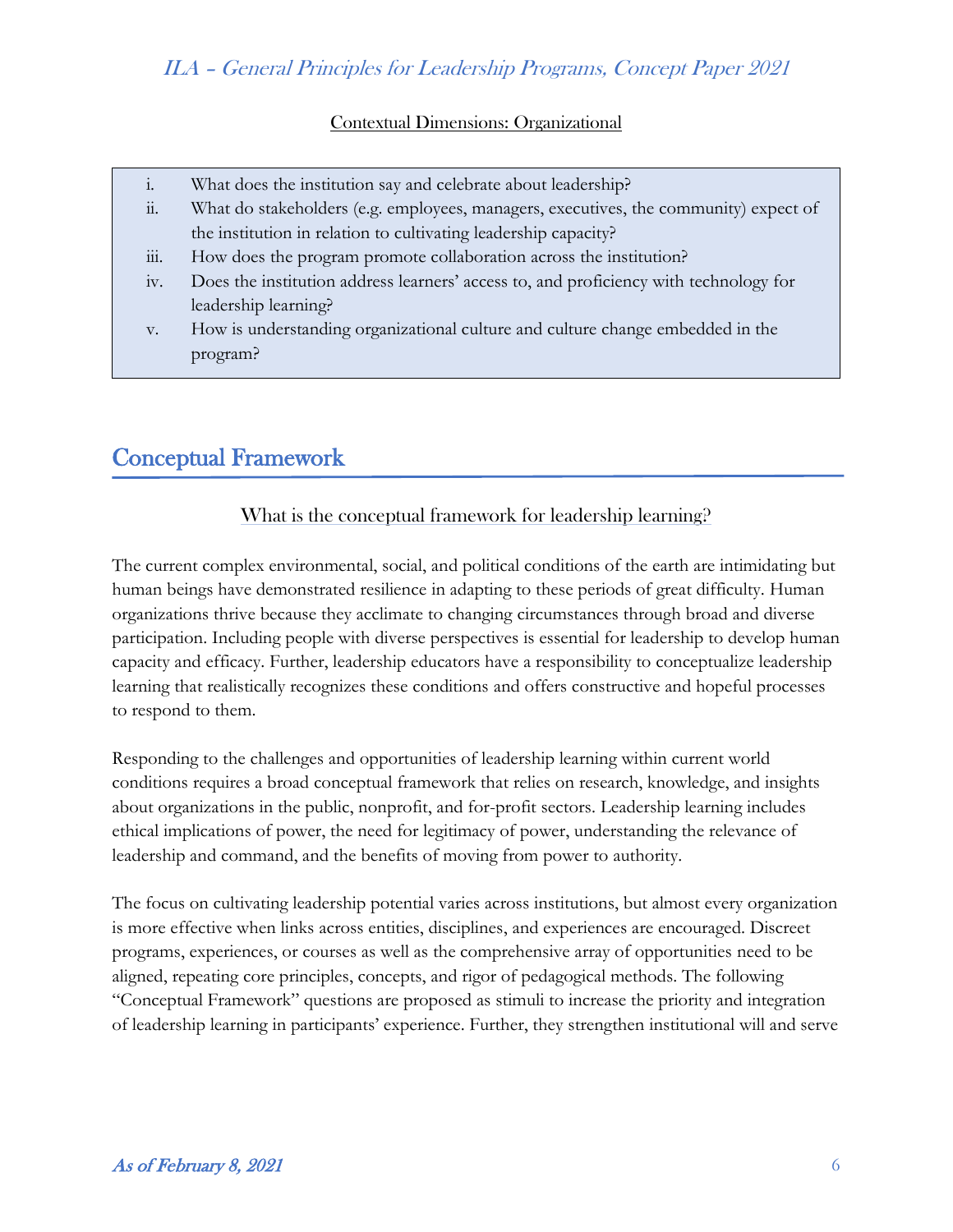Contextual Dimensions: Organizational

i. What does the institution say and celebrate about leadership?
ii. What do stakeholders (e.g. employees, managers, executives, the community) expect of the institution in relation to cultivating leadership capacity?
iii. How does the program promote collaboration across the institution?
iv. Does the institution address learners' access to, and proficiency with technology for leadership learning?
v. How is understanding organizational culture and culture change embedded in the program?

## Conceptual Framework

What is the conceptual framework for leadership learning?

The current complex environmental, social, and political conditions of the earth are intimidating but human beings have demonstrated resilience in adapting to these periods of great difficulty. Human organizations thrive because they acclimate to changing circumstances through broad and diverse participation. Including people with diverse perspectives is essential for leadership to develop human capacity and efficacy. Further, leadership educators have a responsibility to conceptualize leadership learning that realistically recognizes these conditions and offers constructive and hopeful processes to respond to them.

Responding to the challenges and opportunities of leadership learning within current world conditions requires a broad conceptual framework that relies on research, knowledge, and insights about organizations in the public, nonprofit, and for-profit sectors. Leadership learning includes ethical implications of power, the need for legitimacy of power, understanding the relevance of leadership and command, and the benefits of moving from power to authority.

The focus on cultivating leadership potential varies across institutions, but almost every organization is more effective when links across entities, disciplines, and experiences are encouraged. Discreet programs, experiences, or courses as well as the comprehensive array of opportunities need to be aligned, repeating core principles, concepts, and rigor of pedagogical methods. The following "Conceptual Framework" questions are proposed as stimuli to increase the priority and integration of leadership learning in participants' experience. Further, they strengthen institutional will and serve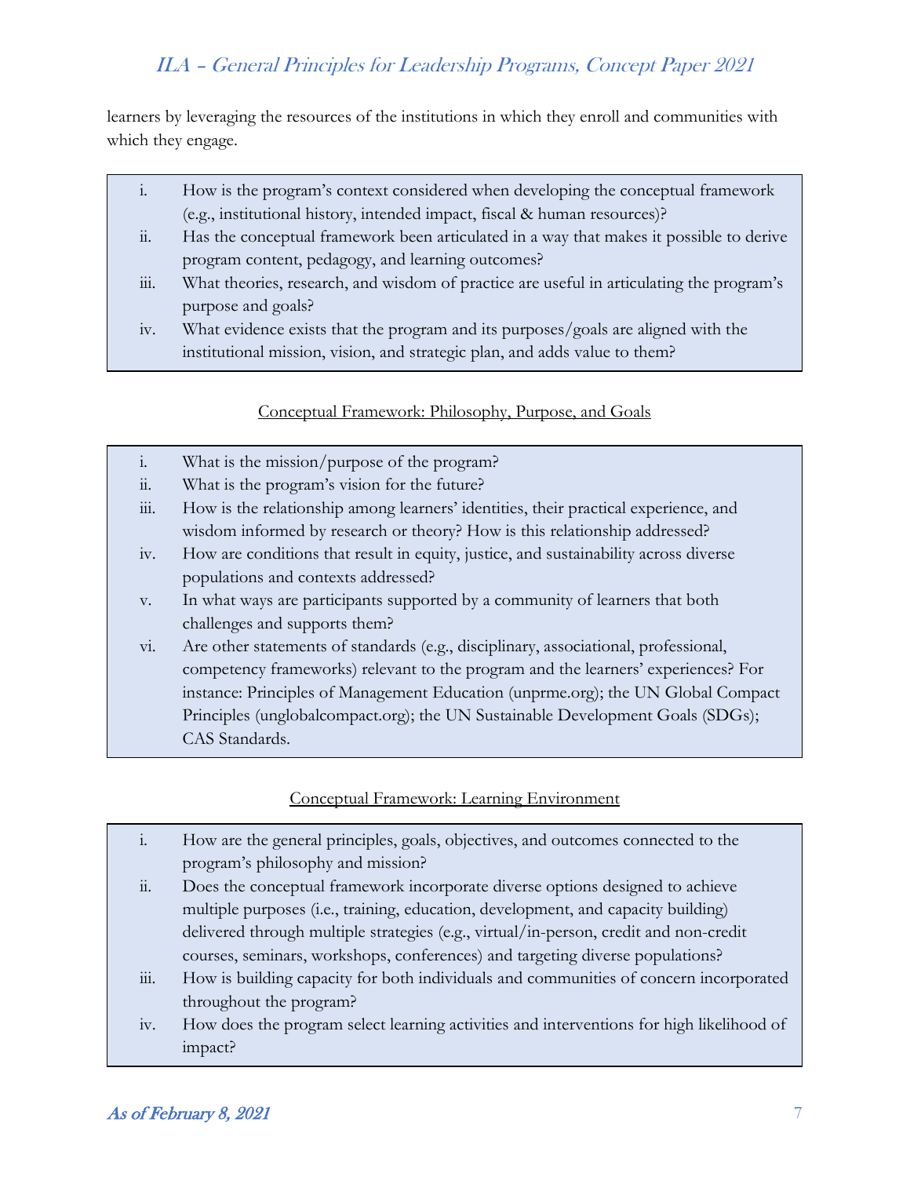learners by leveraging the resources of the institutions in which they enroll and communities with which they engage.

> i. How is the program's context considered when developing the conceptual framework (e.g., institutional history, intended impact, fiscal & human resources)?
> ii. Has the conceptual framework been articulated in a way that makes it possible to derive program content, pedagogy, and learning outcomes?
> iii. What theories, research, and wisdom of practice are useful in articulating the program's purpose and goals?
> iv. What evidence exists that the program and its purposes/goals are aligned with the institutional mission, vision, and strategic plan, and adds value to them?

<u>Conceptual Framework: Philosophy, Purpose, and Goals</u>

> i. What is the mission/purpose of the program?
> ii. What is the program's vision for the future?
> iii. How is the relationship among learners' identities, their practical experience, and wisdom informed by research or theory? How is this relationship addressed?
> iv. How are conditions that result in equity, justice, and sustainability across diverse populations and contexts addressed?
> v. In what ways are participants supported by a community of learners that both challenges and supports them?
> vi. Are other statements of standards (e.g., disciplinary, associational, professional, competency frameworks) relevant to the program and the learners' experiences? For instance: Principles of Management Education (unprme.org); the UN Global Compact Principles (unglobalcompact.org); the UN Sustainable Development Goals (SDGs); CAS Standards.

<u>Conceptual Framework: Learning Environment</u>

> i. How are the general principles, goals, objectives, and outcomes connected to the program's philosophy and mission?
> ii. Does the conceptual framework incorporate diverse options designed to achieve multiple purposes (i.e., training, education, development, and capacity building) delivered through multiple strategies (e.g., virtual/in-person, credit and non-credit courses, seminars, workshops, conferences) and targeting diverse populations?
> iii. How is building capacity for both individuals and communities of concern incorporated throughout the program?
> iv. How does the program select learning activities and interventions for high likelihood of impact?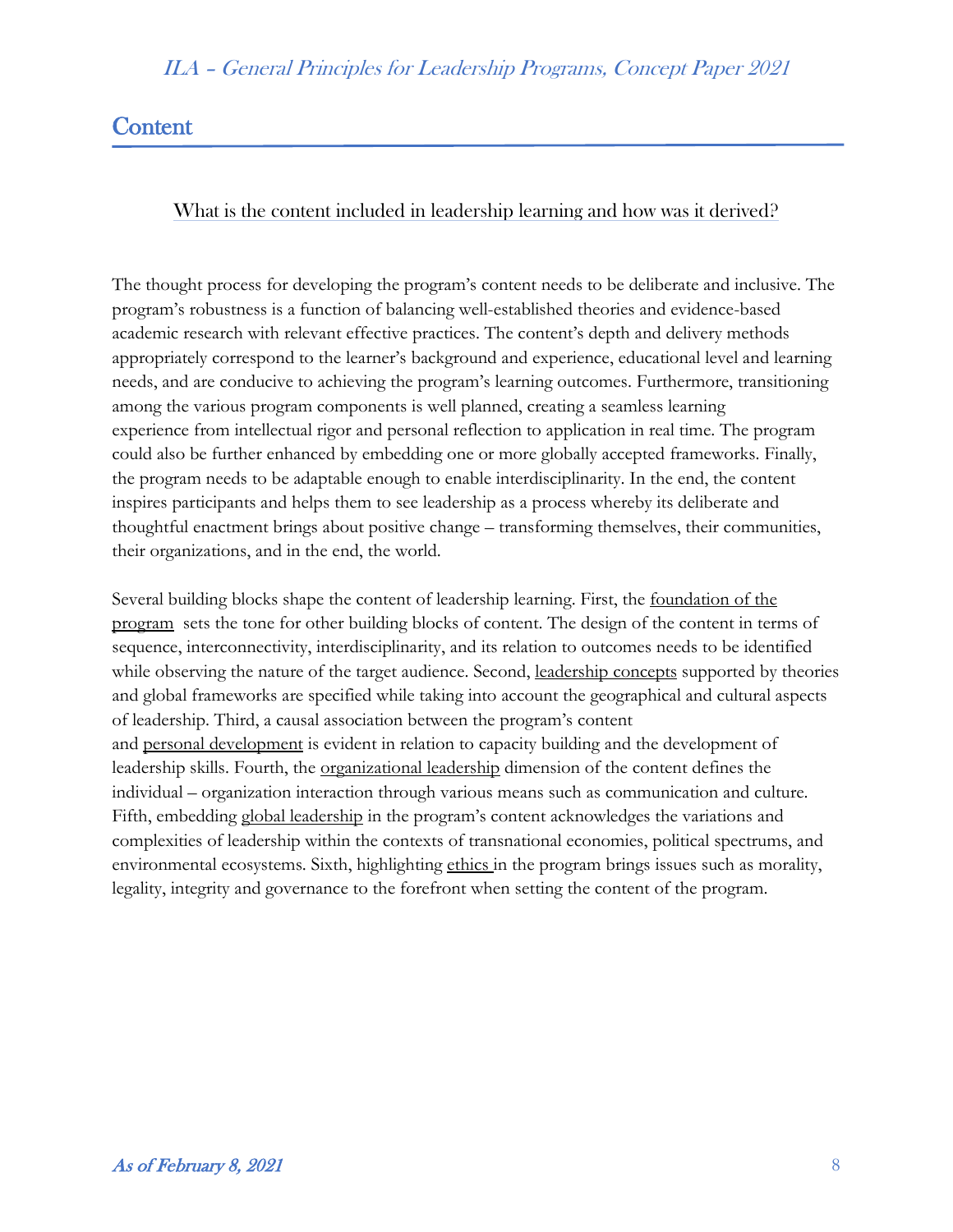## Content

What is the content included in leadership learning and how was it derived?

The thought process for developing the program's content needs to be deliberate and inclusive. The program's robustness is a function of balancing well-established theories and evidence-based academic research with relevant effective practices. The content's depth and delivery methods appropriately correspond to the learner's background and experience, educational level and learning needs, and are conducive to achieving the program's learning outcomes. Furthermore, transitioning among the various program components is well planned, creating a seamless learning experience from intellectual rigor and personal reflection to application in real time. The program could also be further enhanced by embedding one or more globally accepted frameworks. Finally, the program needs to be adaptable enough to enable interdisciplinarity. In the end, the content inspires participants and helps them to see leadership as a process whereby its deliberate and thoughtful enactment brings about positive change – transforming themselves, their communities, their organizations, and in the end, the world.

Several building blocks shape the content of leadership learning. First, the foundation of the program sets the tone for other building blocks of content. The design of the content in terms of sequence, interconnectivity, interdisciplinarity, and its relation to outcomes needs to be identified while observing the nature of the target audience. Second, leadership concepts supported by theories and global frameworks are specified while taking into account the geographical and cultural aspects of leadership. Third, a causal association between the program's content and personal development is evident in relation to capacity building and the development of leadership skills. Fourth, the organizational leadership dimension of the content defines the individual – organization interaction through various means such as communication and culture. Fifth, embedding global leadership in the program's content acknowledges the variations and complexities of leadership within the contexts of transnational economies, political spectrums, and environmental ecosystems. Sixth, highlighting ethics in the program brings issues such as morality, legality, integrity and governance to the forefront when setting the content of the program.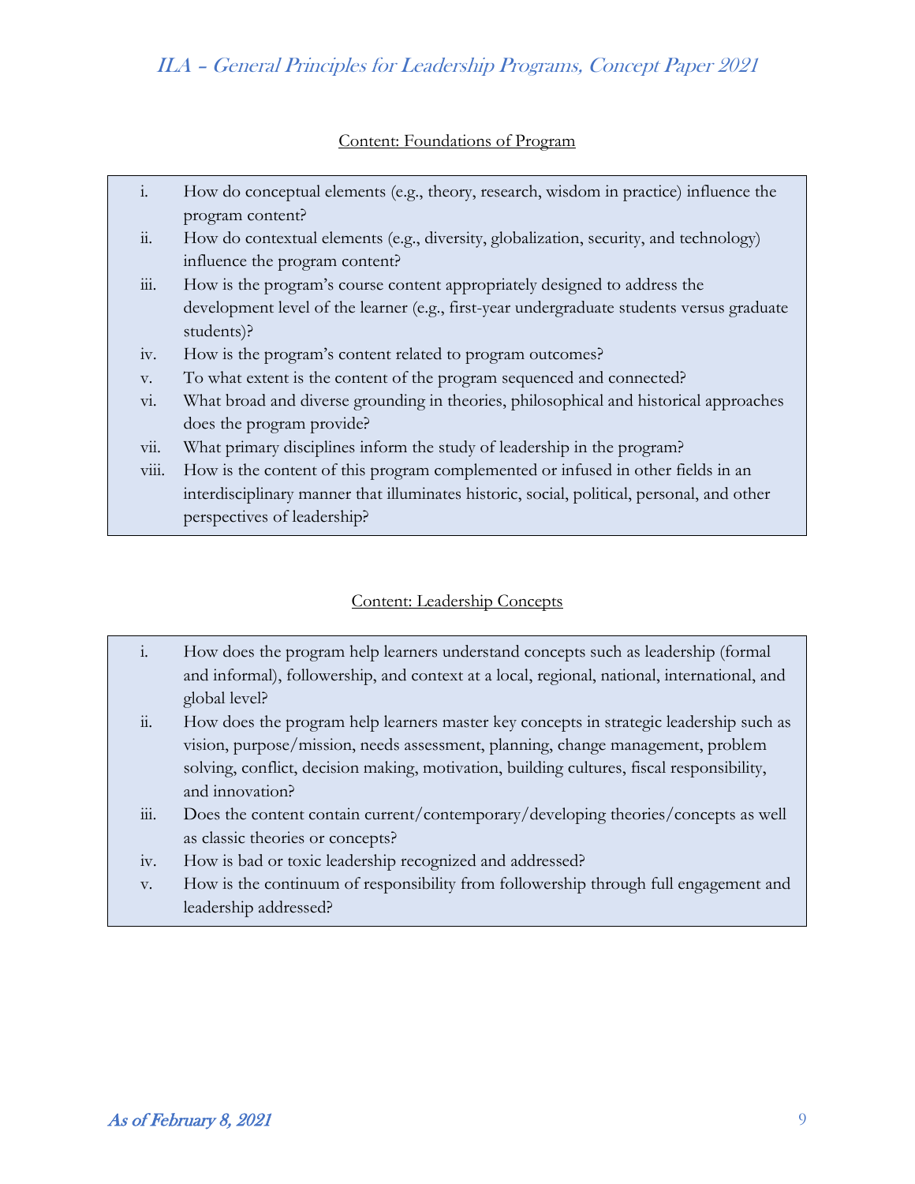Content: Foundations of Program

i. How do conceptual elements (e.g., theory, research, wisdom in practice) influence the program content?
ii. How do contextual elements (e.g., diversity, globalization, security, and technology) influence the program content?
iii. How is the program's course content appropriately designed to address the development level of the learner (e.g., first-year undergraduate students versus graduate students)?
iv. How is the program's content related to program outcomes?
v. To what extent is the content of the program sequenced and connected?
vi. What broad and diverse grounding in theories, philosophical and historical approaches does the program provide?
vii. What primary disciplines inform the study of leadership in the program?
viii. How is the content of this program complemented or infused in other fields in an interdisciplinary manner that illuminates historic, social, political, personal, and other perspectives of leadership?

Content: Leadership Concepts

i. How does the program help learners understand concepts such as leadership (formal and informal), followership, and context at a local, regional, national, international, and global level?
ii. How does the program help learners master key concepts in strategic leadership such as vision, purpose/mission, needs assessment, planning, change management, problem solving, conflict, decision making, motivation, building cultures, fiscal responsibility, and innovation?
iii. Does the content contain current/contemporary/developing theories/concepts as well as classic theories or concepts?
iv. How is bad or toxic leadership recognized and addressed?
v. How is the continuum of responsibility from followership through full engagement and leadership addressed?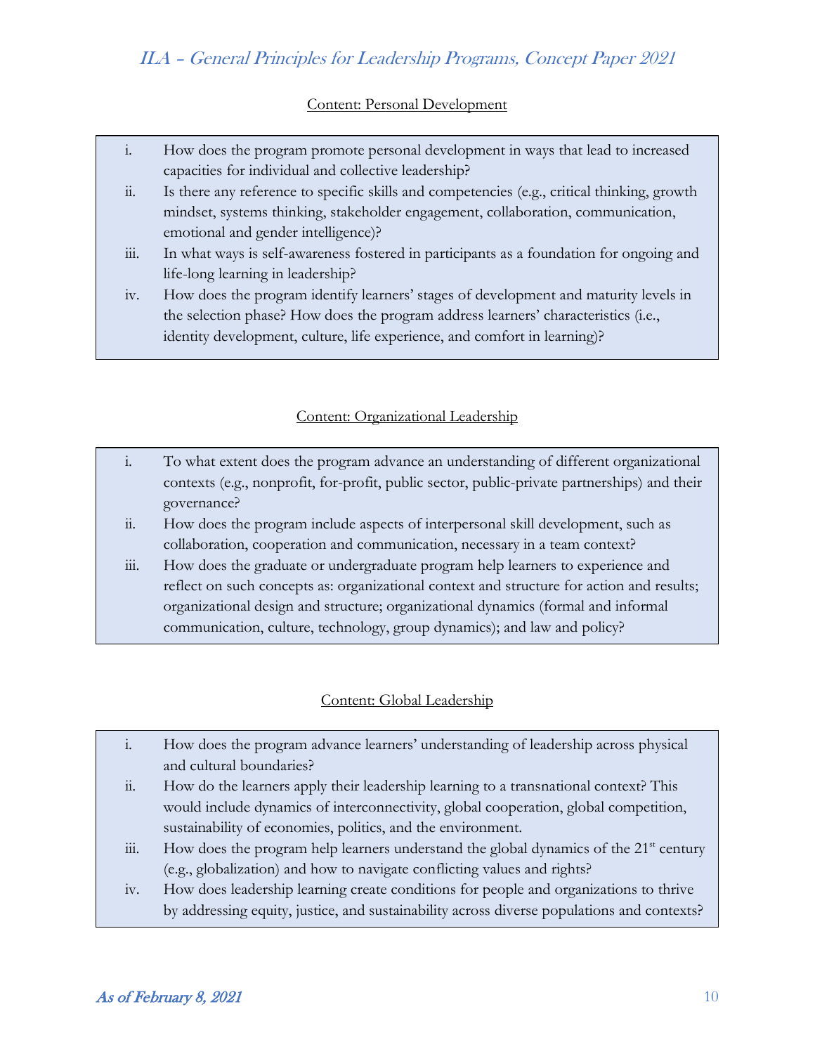Content: Personal Development

i. How does the program promote personal development in ways that lead to increased capacities for individual and collective leadership?
ii. Is there any reference to specific skills and competencies (e.g., critical thinking, growth mindset, systems thinking, stakeholder engagement, collaboration, communication, emotional and gender intelligence)?
iii. In what ways is self-awareness fostered in participants as a foundation for ongoing and life-long learning in leadership?
iv. How does the program identify learners' stages of development and maturity levels in the selection phase? How does the program address learners' characteristics (i.e., identity development, culture, life experience, and comfort in learning)?

Content: Organizational Leadership

i. To what extent does the program advance an understanding of different organizational contexts (e.g., nonprofit, for-profit, public sector, public-private partnerships) and their governance?
ii. How does the program include aspects of interpersonal skill development, such as collaboration, cooperation and communication, necessary in a team context?
iii. How does the graduate or undergraduate program help learners to experience and reflect on such concepts as: organizational context and structure for action and results; organizational design and structure; organizational dynamics (formal and informal communication, culture, technology, group dynamics); and law and policy?

Content: Global Leadership

i. How does the program advance learners' understanding of leadership across physical and cultural boundaries?
ii. How do the learners apply their leadership learning to a transnational context? This would include dynamics of interconnectivity, global cooperation, global competition, sustainability of economies, politics, and the environment.
iii. How does the program help learners understand the global dynamics of the 21st century (e.g., globalization) and how to navigate conflicting values and rights?
iv. How does leadership learning create conditions for people and organizations to thrive by addressing equity, justice, and sustainability across diverse populations and contexts?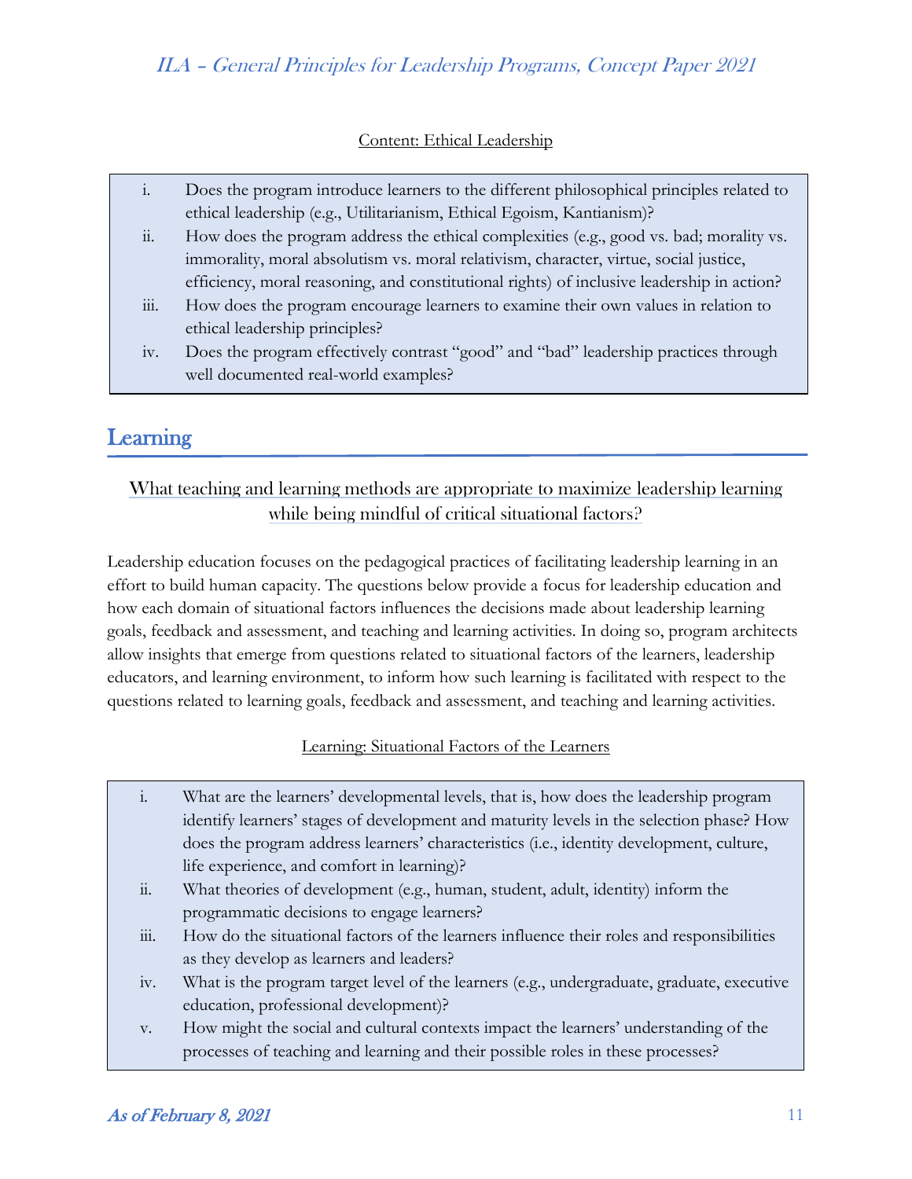Content: Ethical Leadership

- i. Does the program introduce learners to the different philosophical principles related to ethical leadership (e.g., Utilitarianism, Ethical Egoism, Kantianism)?
- ii. How does the program address the ethical complexities (e.g., good vs. bad; morality vs. immorality, moral absolutism vs. moral relativism, character, virtue, social justice, efficiency, moral reasoning, and constitutional rights) of inclusive leadership in action?
- iii. How does the program encourage learners to examine their own values in relation to ethical leadership principles?
- iv. Does the program effectively contrast "good" and "bad" leadership practices through well documented real-world examples?

## Learning

What teaching and learning methods are appropriate to maximize leadership learning while being mindful of critical situational factors?

Leadership education focuses on the pedagogical practices of facilitating leadership learning in an effort to build human capacity. The questions below provide a focus for leadership education and how each domain of situational factors influences the decisions made about leadership learning goals, feedback and assessment, and teaching and learning activities. In doing so, program architects allow insights that emerge from questions related to situational factors of the learners, leadership educators, and learning environment, to inform how such learning is facilitated with respect to the questions related to learning goals, feedback and assessment, and teaching and learning activities.

Learning: Situational Factors of the Learners

- i. What are the learners' developmental levels, that is, how does the leadership program identify learners' stages of development and maturity levels in the selection phase? How does the program address learners' characteristics (i.e., identity development, culture, life experience, and comfort in learning)?
- ii. What theories of development (e.g., human, student, adult, identity) inform the programmatic decisions to engage learners?
- iii. How do the situational factors of the learners influence their roles and responsibilities as they develop as learners and leaders?
- iv. What is the program target level of the learners (e.g., undergraduate, graduate, executive education, professional development)?
- v. How might the social and cultural contexts impact the learners' understanding of the processes of teaching and learning and their possible roles in these processes?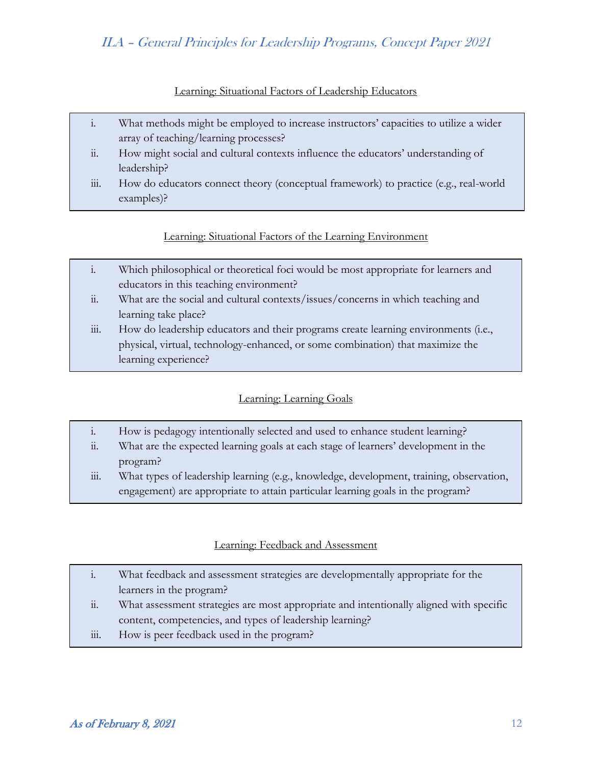<u>Learning: Situational Factors of Leadership Educators</u>

i. What methods might be employed to increase instructors' capacities to utilize a wider array of teaching/learning processes?
ii. How might social and cultural contexts influence the educators' understanding of leadership?
iii. How do educators connect theory (conceptual framework) to practice (e.g., real-world examples)?

<u>Learning: Situational Factors of the Learning Environment</u>

i. Which philosophical or theoretical foci would be most appropriate for learners and educators in this teaching environment?
ii. What are the social and cultural contexts/issues/concerns in which teaching and learning take place?
iii. How do leadership educators and their programs create learning environments (i.e., physical, virtual, technology-enhanced, or some combination) that maximize the learning experience?

<u>Learning: Learning Goals</u>

i. How is pedagogy intentionally selected and used to enhance student learning?
ii. What are the expected learning goals at each stage of learners' development in the program?
iii. What types of leadership learning (e.g., knowledge, development, training, observation, engagement) are appropriate to attain particular learning goals in the program?

<u>Learning: Feedback and Assessment</u>

i. What feedback and assessment strategies are developmentally appropriate for the learners in the program?
ii. What assessment strategies are most appropriate and intentionally aligned with specific content, competencies, and types of leadership learning?
iii. How is peer feedback used in the program?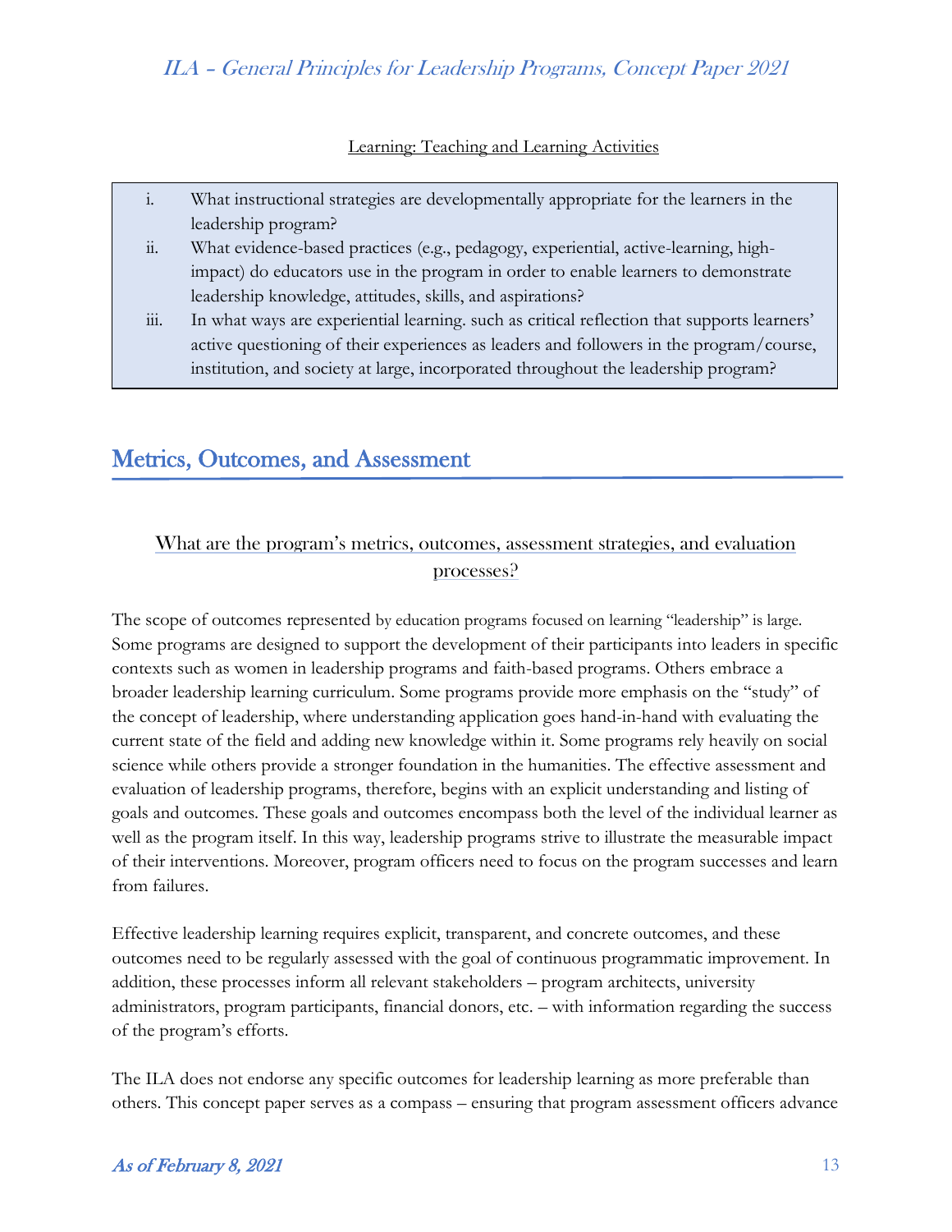Learning: Teaching and Learning Activities

i. What instructional strategies are developmentally appropriate for the learners in the leadership program?
ii. What evidence-based practices (e.g., pedagogy, experiential, active-learning, high-impact) do educators use in the program in order to enable learners to demonstrate leadership knowledge, attitudes, skills, and aspirations?
iii. In what ways are experiential learning. such as critical reflection that supports learners' active questioning of their experiences as leaders and followers in the program/course, institution, and society at large, incorporated throughout the leadership program?

## Metrics, Outcomes, and Assessment

### What are the program's metrics, outcomes, assessment strategies, and evaluation processes?

The scope of outcomes represented by education programs focused on learning "leadership" is large. Some programs are designed to support the development of their participants into leaders in specific contexts such as women in leadership programs and faith-based programs. Others embrace a broader leadership learning curriculum. Some programs provide more emphasis on the "study" of the concept of leadership, where understanding application goes hand-in-hand with evaluating the current state of the field and adding new knowledge within it. Some programs rely heavily on social science while others provide a stronger foundation in the humanities. The effective assessment and evaluation of leadership programs, therefore, begins with an explicit understanding and listing of goals and outcomes. These goals and outcomes encompass both the level of the individual learner as well as the program itself. In this way, leadership programs strive to illustrate the measurable impact of their interventions. Moreover, program officers need to focus on the program successes and learn from failures.

Effective leadership learning requires explicit, transparent, and concrete outcomes, and these outcomes need to be regularly assessed with the goal of continuous programmatic improvement. In addition, these processes inform all relevant stakeholders – program architects, university administrators, program participants, financial donors, etc. – with information regarding the success of the program's efforts.

The ILA does not endorse any specific outcomes for leadership learning as more preferable than others. This concept paper serves as a compass – ensuring that program assessment officers advance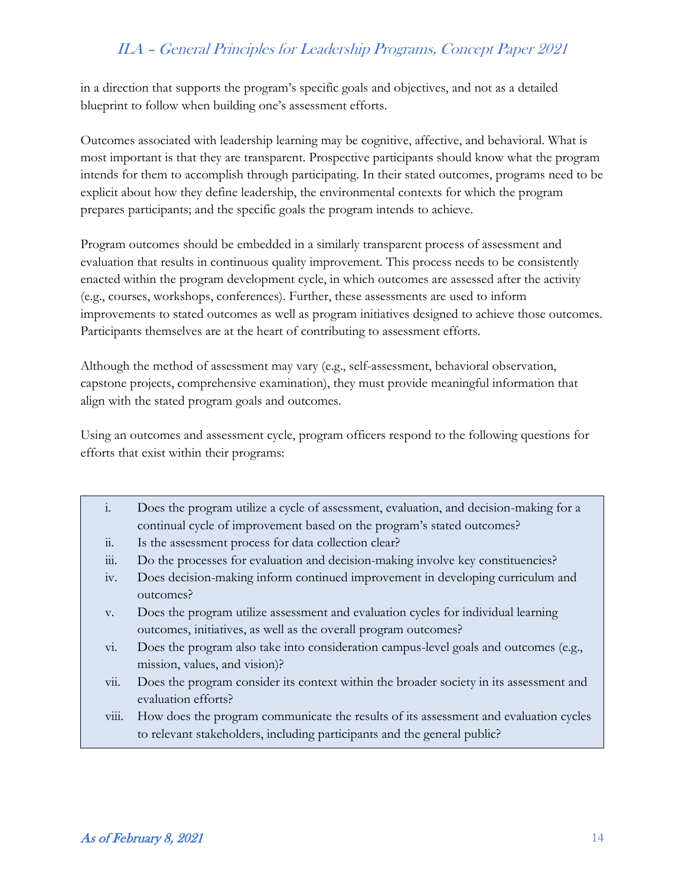in a direction that supports the program's specific goals and objectives, and not as a detailed blueprint to follow when building one's assessment efforts.

Outcomes associated with leadership learning may be cognitive, affective, and behavioral. What is most important is that they are transparent. Prospective participants should know what the program intends for them to accomplish through participating. In their stated outcomes, programs need to be explicit about how they define leadership, the environmental contexts for which the program prepares participants; and the specific goals the program intends to achieve.

Program outcomes should be embedded in a similarly transparent process of assessment and evaluation that results in continuous quality improvement. This process needs to be consistently enacted within the program development cycle, in which outcomes are assessed after the activity (e.g., courses, workshops, conferences). Further, these assessments are used to inform improvements to stated outcomes as well as program initiatives designed to achieve those outcomes. Participants themselves are at the heart of contributing to assessment efforts.

Although the method of assessment may vary (e.g., self-assessment, behavioral observation, capstone projects, comprehensive examination), they must provide meaningful information that align with the stated program goals and outcomes.

Using an outcomes and assessment cycle, program officers respond to the following questions for efforts that exist within their programs:

i. Does the program utilize a cycle of assessment, evaluation, and decision-making for a continual cycle of improvement based on the program's stated outcomes?
ii. Is the assessment process for data collection clear?
iii. Do the processes for evaluation and decision-making involve key constituencies?
iv. Does decision-making inform continued improvement in developing curriculum and outcomes?
v. Does the program utilize assessment and evaluation cycles for individual learning outcomes, initiatives, as well as the overall program outcomes?
vi. Does the program also take into consideration campus-level goals and outcomes (e.g., mission, values, and vision)?
vii. Does the program consider its context within the broader society in its assessment and evaluation efforts?
viii. How does the program communicate the results of its assessment and evaluation cycles to relevant stakeholders, including participants and the general public?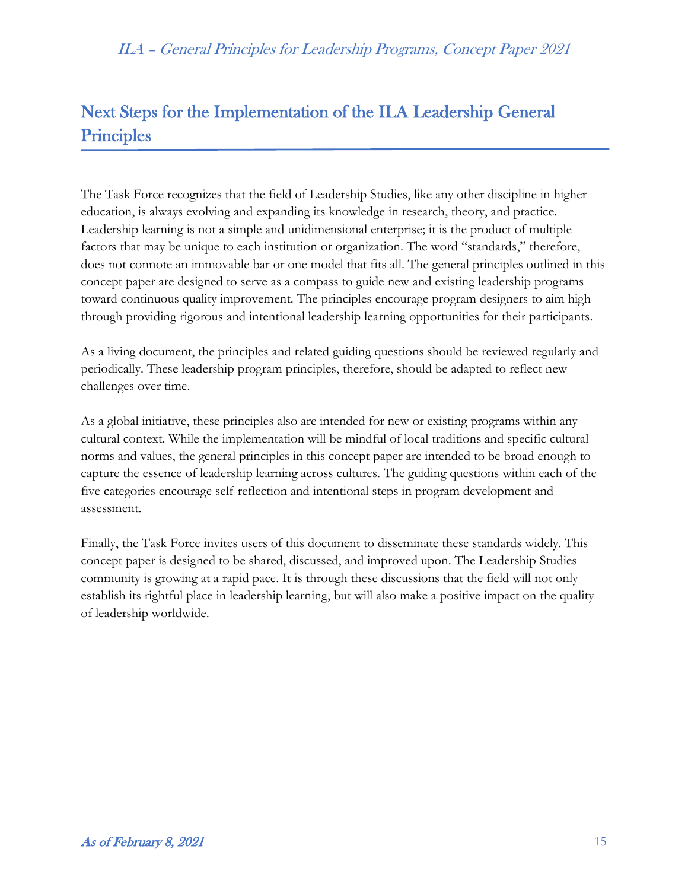## Next Steps for the Implementation of the ILA Leadership General Principles

The Task Force recognizes that the field of Leadership Studies, like any other discipline in higher education, is always evolving and expanding its knowledge in research, theory, and practice. Leadership learning is not a simple and unidimensional enterprise; it is the product of multiple factors that may be unique to each institution or organization. The word "standards," therefore, does not connote an immovable bar or one model that fits all. The general principles outlined in this concept paper are designed to serve as a compass to guide new and existing leadership programs toward continuous quality improvement. The principles encourage program designers to aim high through providing rigorous and intentional leadership learning opportunities for their participants.

As a living document, the principles and related guiding questions should be reviewed regularly and periodically. These leadership program principles, therefore, should be adapted to reflect new challenges over time.

As a global initiative, these principles also are intended for new or existing programs within any cultural context. While the implementation will be mindful of local traditions and specific cultural norms and values, the general principles in this concept paper are intended to be broad enough to capture the essence of leadership learning across cultures. The guiding questions within each of the five categories encourage self-reflection and intentional steps in program development and assessment.

Finally, the Task Force invites users of this document to disseminate these standards widely. This concept paper is designed to be shared, discussed, and improved upon. The Leadership Studies community is growing at a rapid pace. It is through these discussions that the field will not only establish its rightful place in leadership learning, but will also make a positive impact on the quality of leadership worldwide.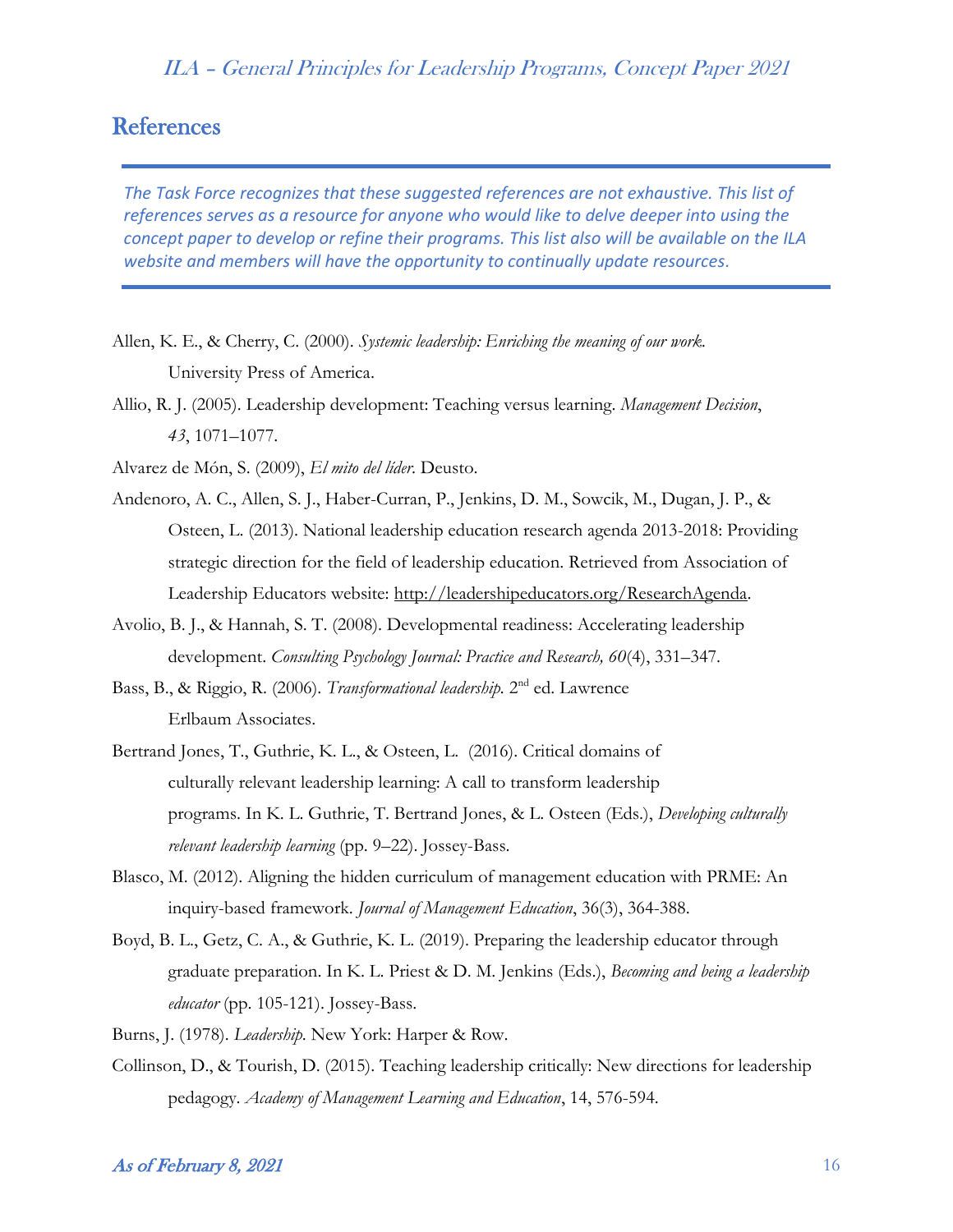## References

*The Task Force recognizes that these suggested references are not exhaustive. This list of references serves as a resource for anyone who would like to delve deeper into using the concept paper to develop or refine their programs. This list also will be available on the ILA website and members will have the opportunity to continually update resources.*

Allen, K. E., & Cherry, C. (2000). *Systemic leadership: Enriching the meaning of our work*. University Press of America.

Allio, R. J. (2005). Leadership development: Teaching versus learning. *Management Decision*, *43*, 1071–1077.

Alvarez de Món, S. (2009), *El mito del líder*. Deusto.

Andenoro, A. C., Allen, S. J., Haber-Curran, P., Jenkins, D. M., Sowcik, M., Dugan, J. P., & Osteen, L. (2013). National leadership education research agenda 2013-2018: Providing strategic direction for the field of leadership education. Retrieved from Association of Leadership Educators website: http://leadershipeducators.org/ResearchAgenda.

Avolio, B. J., & Hannah, S. T. (2008). Developmental readiness: Accelerating leadership development. *Consulting Psychology Journal: Practice and Research, 60*(4), 331–347.

Bass, B., & Riggio, R. (2006). *Transformational leadership*. 2nd ed. Lawrence Erlbaum Associates.

Bertrand Jones, T., Guthrie, K. L., & Osteen, L. (2016). Critical domains of culturally relevant leadership learning: A call to transform leadership programs. In K. L. Guthrie, T. Bertrand Jones, & L. Osteen (Eds.), *Developing culturally relevant leadership learning* (pp. 9–22). Jossey-Bass.

Blasco, M. (2012). Aligning the hidden curriculum of management education with PRME: An inquiry-based framework. *Journal of Management Education*, 36(3), 364-388.

Boyd, B. L., Getz, C. A., & Guthrie, K. L. (2019). Preparing the leadership educator through graduate preparation. In K. L. Priest & D. M. Jenkins (Eds.), *Becoming and being a leadership educator* (pp. 105-121). Jossey-Bass.

Burns, J. (1978). *Leadership*. New York: Harper & Row.

Collinson, D., & Tourish, D. (2015). Teaching leadership critically: New directions for leadership pedagogy. *Academy of Management Learning and Education*, 14, 576-594.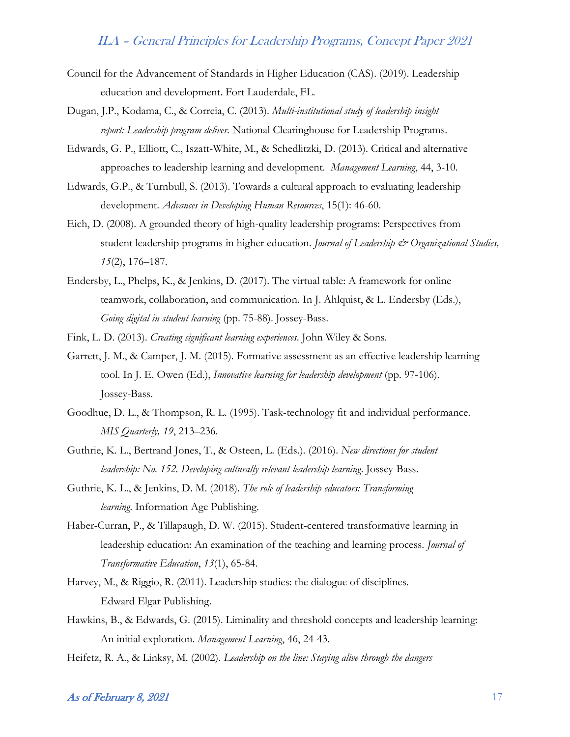Council for the Advancement of Standards in Higher Education (CAS). (2019). Leadership education and development. Fort Lauderdale, FL.

Dugan, J.P., Kodama, C., & Correia, C. (2013). *Multi-institutional study of leadership insight report: Leadership program deliver.* National Clearinghouse for Leadership Programs.

Edwards, G. P., Elliott, C., Iszatt-White, M., & Schedlitzki, D. (2013). Critical and alternative approaches to leadership learning and development. *Management Learning*, 44, 3-10.

Edwards, G.P., & Turnbull, S. (2013). Towards a cultural approach to evaluating leadership development. *Advances in Developing Human Resources*, 15(1): 46-60.

Eich, D. (2008). A grounded theory of high-quality leadership programs: Perspectives from student leadership programs in higher education. *Journal of Leadership & Organizational Studies, 15*(2), 176–187.

Endersby, L., Phelps, K., & Jenkins, D. (2017). The virtual table: A framework for online teamwork, collaboration, and communication. In J. Ahlquist, & L. Endersby (Eds.), *Going digital in student learning* (pp. 75-88). Jossey-Bass.

Fink, L. D. (2013). *Creating significant learning experiences*. John Wiley & Sons.

Garrett, J. M., & Camper, J. M. (2015). Formative assessment as an effective leadership learning tool. In J. E. Owen (Ed.), *Innovative learning for leadership development* (pp. 97-106). Jossey-Bass.

Goodhue, D. L., & Thompson, R. L. (1995). Task-technology fit and individual performance. *MIS Quarterly, 19*, 213–236.

Guthrie, K. L., Bertrand Jones, T., & Osteen, L. (Eds.). (2016). *New directions for student leadership: No. 152. Developing culturally relevant leadership learning*. Jossey-Bass.

Guthrie, K. L., & Jenkins, D. M. (2018). *The role of leadership educators: Transforming learning.* Information Age Publishing.

Haber-Curran, P., & Tillapaugh, D. W. (2015). Student-centered transformative learning in leadership education: An examination of the teaching and learning process. *Journal of Transformative Education*, *13*(1), 65-84.

Harvey, M., & Riggio, R. (2011). Leadership studies: the dialogue of disciplines. Edward Elgar Publishing.

Hawkins, B., & Edwards, G. (2015). Liminality and threshold concepts and leadership learning: An initial exploration. *Management Learning*, 46, 24-43.

Heifetz, R. A., & Linksy, M. (2002). *Leadership on the line: Staying alive through the dangers*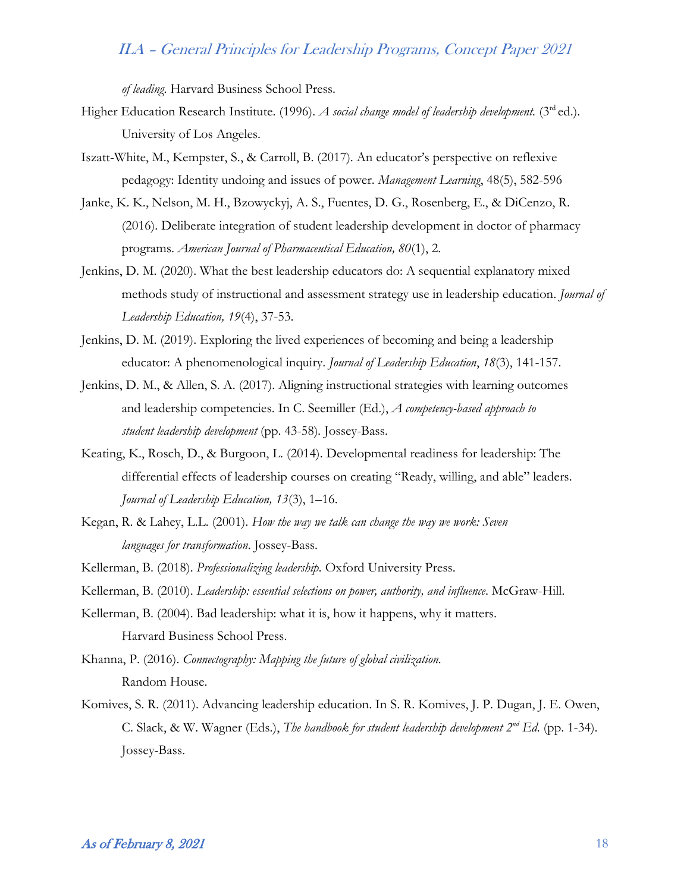*of leading*. Harvard Business School Press.

Higher Education Research Institute. (1996). *A social change model of leadership development.* (3rd ed.). University of Los Angeles.

Iszatt-White, M., Kempster, S., & Carroll, B. (2017). An educator's perspective on reflexive pedagogy: Identity undoing and issues of power. *Management Learning*, 48(5), 582-596

Janke, K. K., Nelson, M. H., Bzowyckyj, A. S., Fuentes, D. G., Rosenberg, E., & DiCenzo, R. (2016). Deliberate integration of student leadership development in doctor of pharmacy programs. *American Journal of Pharmaceutical Education, 80*(1), 2.

Jenkins, D. M. (2020). What the best leadership educators do: A sequential explanatory mixed methods study of instructional and assessment strategy use in leadership education. *Journal of Leadership Education, 19*(4), 37-53.

Jenkins, D. M. (2019). Exploring the lived experiences of becoming and being a leadership educator: A phenomenological inquiry. *Journal of Leadership Education*, *18*(3), 141-157.

Jenkins, D. M., & Allen, S. A. (2017). Aligning instructional strategies with learning outcomes and leadership competencies. In C. Seemiller (Ed.), *A competency-based approach to student leadership development* (pp. 43-58). Jossey-Bass.

Keating, K., Rosch, D., & Burgoon, L. (2014). Developmental readiness for leadership: The differential effects of leadership courses on creating "Ready, willing, and able" leaders. *Journal of Leadership Education, 13*(3), 1–16.

Kegan, R. & Lahey, L.L. (2001). *How the way we talk can change the way we work: Seven languages for transformation*. Jossey-Bass.

Kellerman, B. (2018). *Professionalizing leadership.* Oxford University Press.

Kellerman, B. (2010). *Leadership: essential selections on power, authority, and influence*. McGraw-Hill.

Kellerman, B. (2004). Bad leadership: what it is, how it happens, why it matters. Harvard Business School Press.

Khanna, P. (2016). *Connectography: Mapping the future of global civilization.* Random House.

Komives, S. R. (2011). Advancing leadership education. In S. R. Komives, J. P. Dugan, J. E. Owen, C. Slack, & W. Wagner (Eds.), *The handbook for student leadership development 2nd Ed.* (pp. 1-34). Jossey-Bass.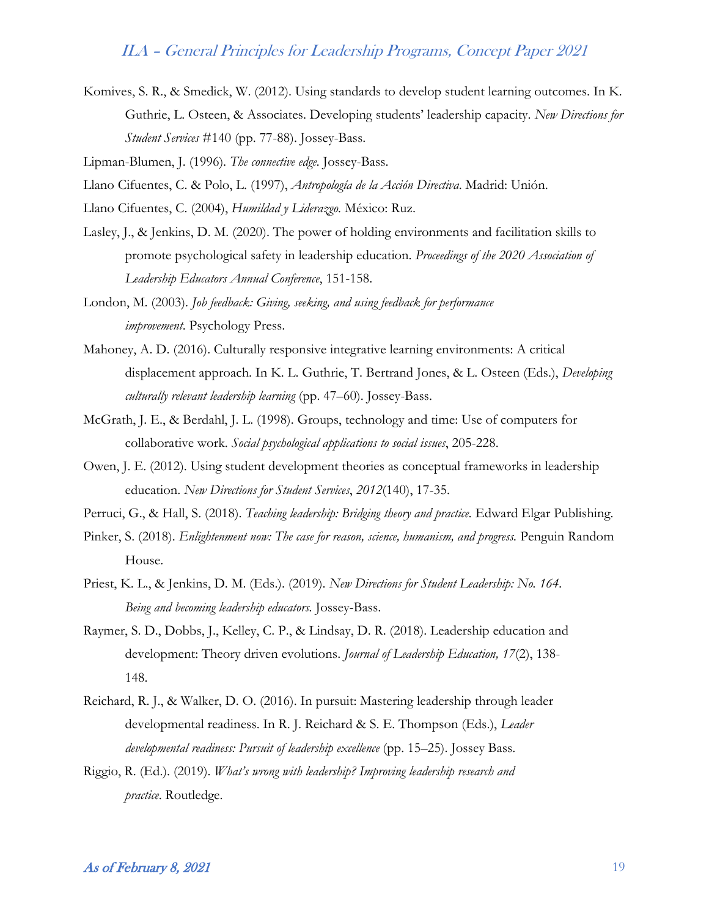Komives, S. R., & Smedick, W. (2012). Using standards to develop student learning outcomes. In K. Guthrie, L. Osteen, & Associates. Developing students' leadership capacity. *New Directions for Student Services* #140 (pp. 77-88). Jossey-Bass.

Lipman-Blumen, J. (1996). *The connective edge*. Jossey-Bass.

Llano Cifuentes, C. & Polo, L. (1997), *Antropología de la Acción Directiva*. Madrid: Unión.

Llano Cifuentes, C. (2004), *Humildad y Liderazgo*. México: Ruz.

Lasley, J., & Jenkins, D. M. (2020). The power of holding environments and facilitation skills to promote psychological safety in leadership education. *Proceedings of the 2020 Association of Leadership Educators Annual Conference*, 151-158.

London, M. (2003). *Job feedback: Giving, seeking, and using feedback for performance improvement*. Psychology Press.

Mahoney, A. D. (2016). Culturally responsive integrative learning environments: A critical displacement approach. In K. L. Guthrie, T. Bertrand Jones, & L. Osteen (Eds.), *Developing culturally relevant leadership learning* (pp. 47–60). Jossey-Bass.

McGrath, J. E., & Berdahl, J. L. (1998). Groups, technology and time: Use of computers for collaborative work. *Social psychological applications to social issues*, 205-228.

Owen, J. E. (2012). Using student development theories as conceptual frameworks in leadership education. *New Directions for Student Services*, *2012*(140), 17-35.

Perruci, G., & Hall, S. (2018). *Teaching leadership: Bridging theory and practice.* Edward Elgar Publishing.

Pinker, S. (2018). *Enlightenment now: The case for reason, science, humanism, and progress.* Penguin Random House.

Priest, K. L., & Jenkins, D. M. (Eds.). (2019). *New Directions for Student Leadership: No. 164. Being and becoming leadership educators.* Jossey-Bass.

Raymer, S. D., Dobbs, J., Kelley, C. P., & Lindsay, D. R. (2018). Leadership education and development: Theory driven evolutions. *Journal of Leadership Education, 17*(2), 138-148.

Reichard, R. J., & Walker, D. O. (2016). In pursuit: Mastering leadership through leader developmental readiness. In R. J. Reichard & S. E. Thompson (Eds.), *Leader developmental readiness: Pursuit of leadership excellence* (pp. 15–25). Jossey Bass.

Riggio, R. (Ed.). (2019). *What's wrong with leadership? Improving leadership research and practice*. Routledge.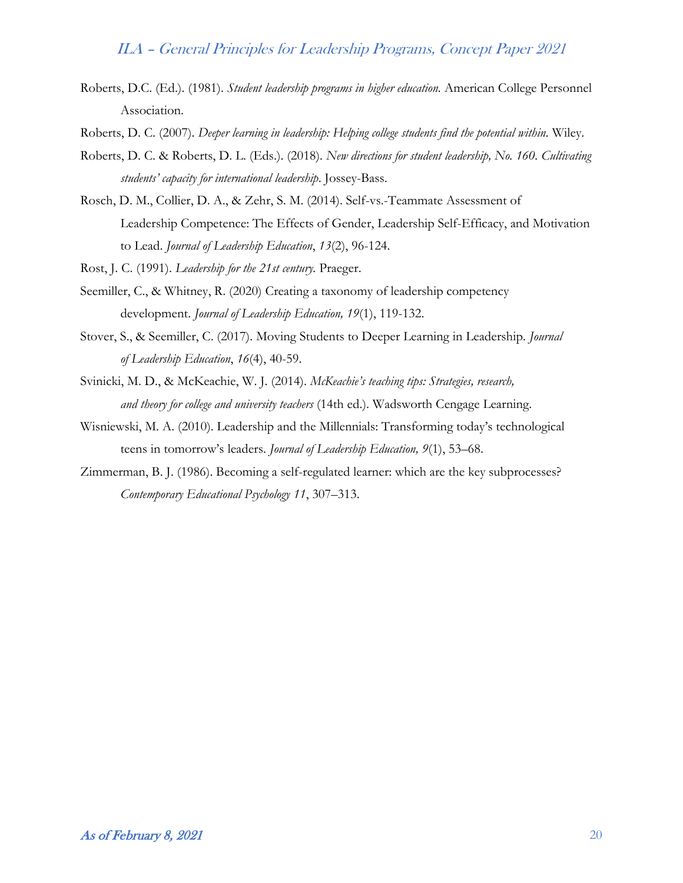Roberts, D.C. (Ed.). (1981). *Student leadership programs in higher education.* American College Personnel Association.

Roberts, D. C. (2007). *Deeper learning in leadership: Helping college students find the potential within.* Wiley.

Roberts, D. C. & Roberts, D. L. (Eds.). (2018). *New directions for student leadership, No. 160. Cultivating students' capacity for international leadership.* Jossey-Bass.

Rosch, D. M., Collier, D. A., & Zehr, S. M. (2014). Self-vs.-Teammate Assessment of Leadership Competence: The Effects of Gender, Leadership Self-Efficacy, and Motivation to Lead. *Journal of Leadership Education*, *13*(2), 96-124.

Rost, J. C. (1991). *Leadership for the 21st century.* Praeger.

Seemiller, C., & Whitney, R. (2020) Creating a taxonomy of leadership competency development. *Journal of Leadership Education, 19*(1), 119-132.

Stover, S., & Seemiller, C. (2017). Moving Students to Deeper Learning in Leadership. *Journal of Leadership Education*, *16*(4), 40-59.

Svinicki, M. D., & McKeachie, W. J. (2014). *McKeachie's teaching tips: Strategies, research, and theory for college and university teachers* (14th ed.). Wadsworth Cengage Learning.

Wisniewski, M. A. (2010). Leadership and the Millennials: Transforming today's technological teens in tomorrow's leaders. *Journal of Leadership Education, 9*(1), 53–68.

Zimmerman, B. J. (1986). Becoming a self-regulated learner: which are the key subprocesses? *Contemporary Educational Psychology 11*, 307–313.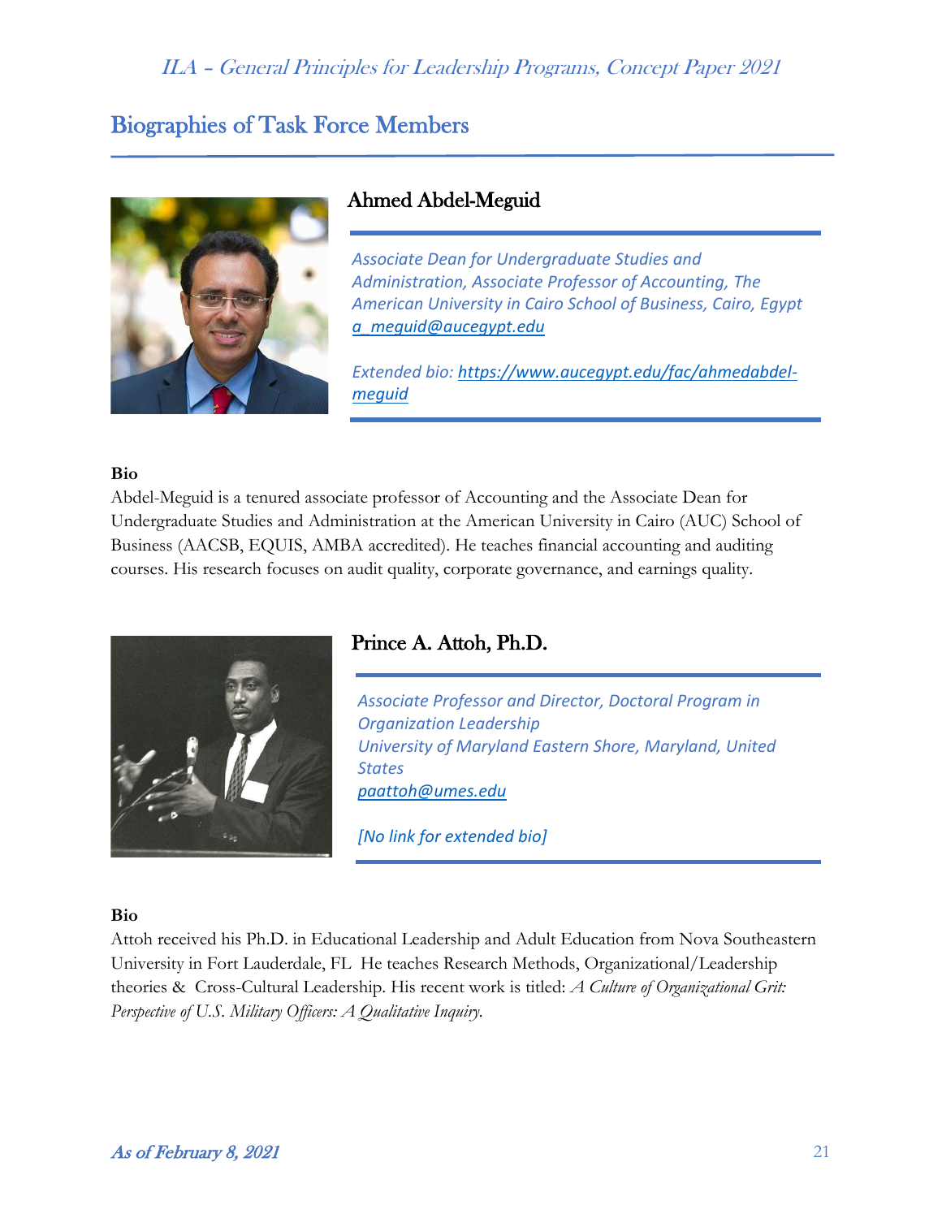## Biographies of Task Force Members

### Ahmed Abdel-Meguid

*Associate Dean for Undergraduate Studies and Administration, Associate Professor of Accounting, The American University in Cairo School of Business, Cairo, Egypt*
*a_meguid@aucegypt.edu*

*Extended bio: https://www.aucegypt.edu/fac/ahmedabdel-meguid*

**Bio**

Abdel-Meguid is a tenured associate professor of Accounting and the Associate Dean for Undergraduate Studies and Administration at the American University in Cairo (AUC) School of Business (AACSB, EQUIS, AMBA accredited). He teaches financial accounting and auditing courses. His research focuses on audit quality, corporate governance, and earnings quality.

### Prince A. Attoh, Ph.D.

*Associate Professor and Director, Doctoral Program in Organization Leadership*
*University of Maryland Eastern Shore, Maryland, United States*
*paattoh@umes.edu*

*[No link for extended bio]*

**Bio**

Attoh received his Ph.D. in Educational Leadership and Adult Education from Nova Southeastern University in Fort Lauderdale, FL He teaches Research Methods, Organizational/Leadership theories & Cross-Cultural Leadership. His recent work is titled: *A Culture of Organizational Grit: Perspective of U.S. Military Officers: A Qualitative Inquiry.*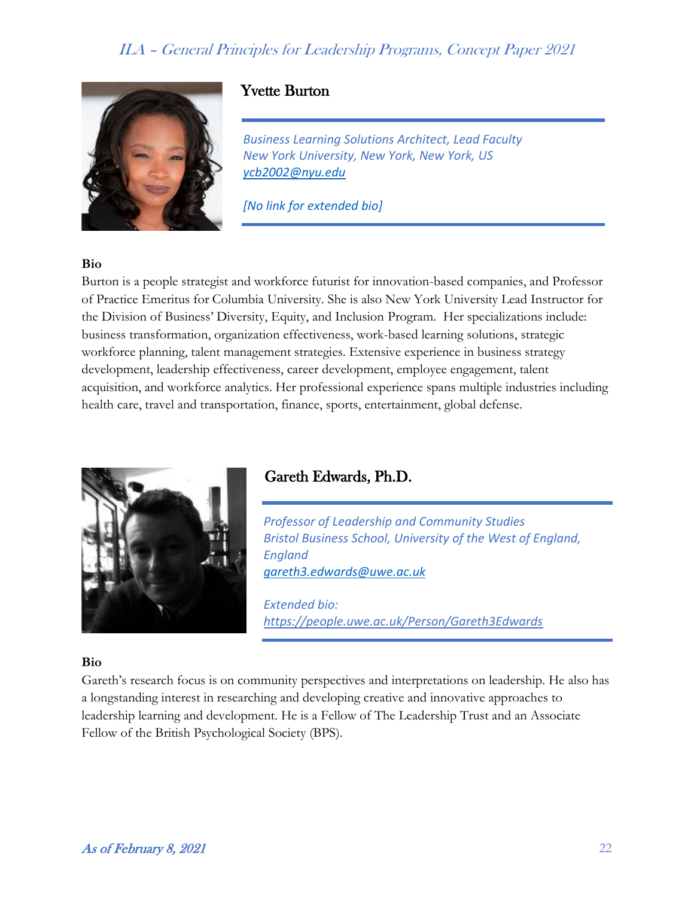## Yvette Burton

*Business Learning Solutions Architect, Lead Faculty*
*New York University, New York, New York, US*
*ycb2002@nyu.edu*

*[No link for extended bio]*

**Bio**

Burton is a people strategist and workforce futurist for innovation-based companies, and Professor of Practice Emeritus for Columbia University. She is also New York University Lead Instructor for the Division of Business' Diversity, Equity, and Inclusion Program. Her specializations include: business transformation, organization effectiveness, work-based learning solutions, strategic workforce planning, talent management strategies. Extensive experience in business strategy development, leadership effectiveness, career development, employee engagement, talent acquisition, and workforce analytics. Her professional experience spans multiple industries including health care, travel and transportation, finance, sports, entertainment, global defense.

## Gareth Edwards, Ph.D.

*Professor of Leadership and Community Studies*
*Bristol Business School, University of the West of England, England*
*gareth3.edwards@uwe.ac.uk*

*Extended bio:*
*https://people.uwe.ac.uk/Person/Gareth3Edwards*

**Bio**

Gareth's research focus is on community perspectives and interpretations on leadership. He also has a longstanding interest in researching and developing creative and innovative approaches to leadership learning and development. He is a Fellow of The Leadership Trust and an Associate Fellow of the British Psychological Society (BPS).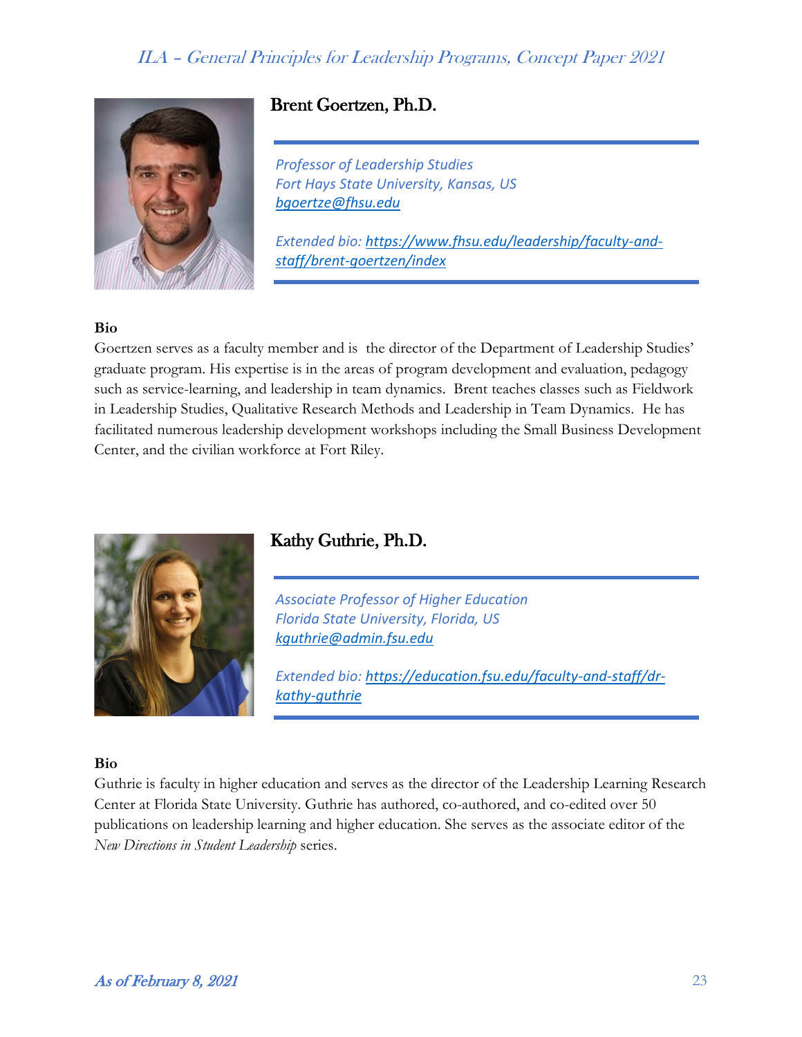## Brent Goertzen, Ph.D.

*Professor of Leadership Studies*
*Fort Hays State University, Kansas, US*
*bgoertze@fhsu.edu*

*Extended bio: https://www.fhsu.edu/leadership/faculty-and-staff/brent-goertzen/index*

**Bio**

Goertzen serves as a faculty member and is the director of the Department of Leadership Studies' graduate program. His expertise is in the areas of program development and evaluation, pedagogy such as service-learning, and leadership in team dynamics. Brent teaches classes such as Fieldwork in Leadership Studies, Qualitative Research Methods and Leadership in Team Dynamics. He has facilitated numerous leadership development workshops including the Small Business Development Center, and the civilian workforce at Fort Riley.

## Kathy Guthrie, Ph.D.

*Associate Professor of Higher Education*
*Florida State University, Florida, US*
*kguthrie@admin.fsu.edu*

*Extended bio: https://education.fsu.edu/faculty-and-staff/dr-kathy-guthrie*

**Bio**

Guthrie is faculty in higher education and serves as the director of the Leadership Learning Research Center at Florida State University. Guthrie has authored, co-authored, and co-edited over 50 publications on leadership learning and higher education. She serves as the associate editor of the *New Directions in Student Leadership* series.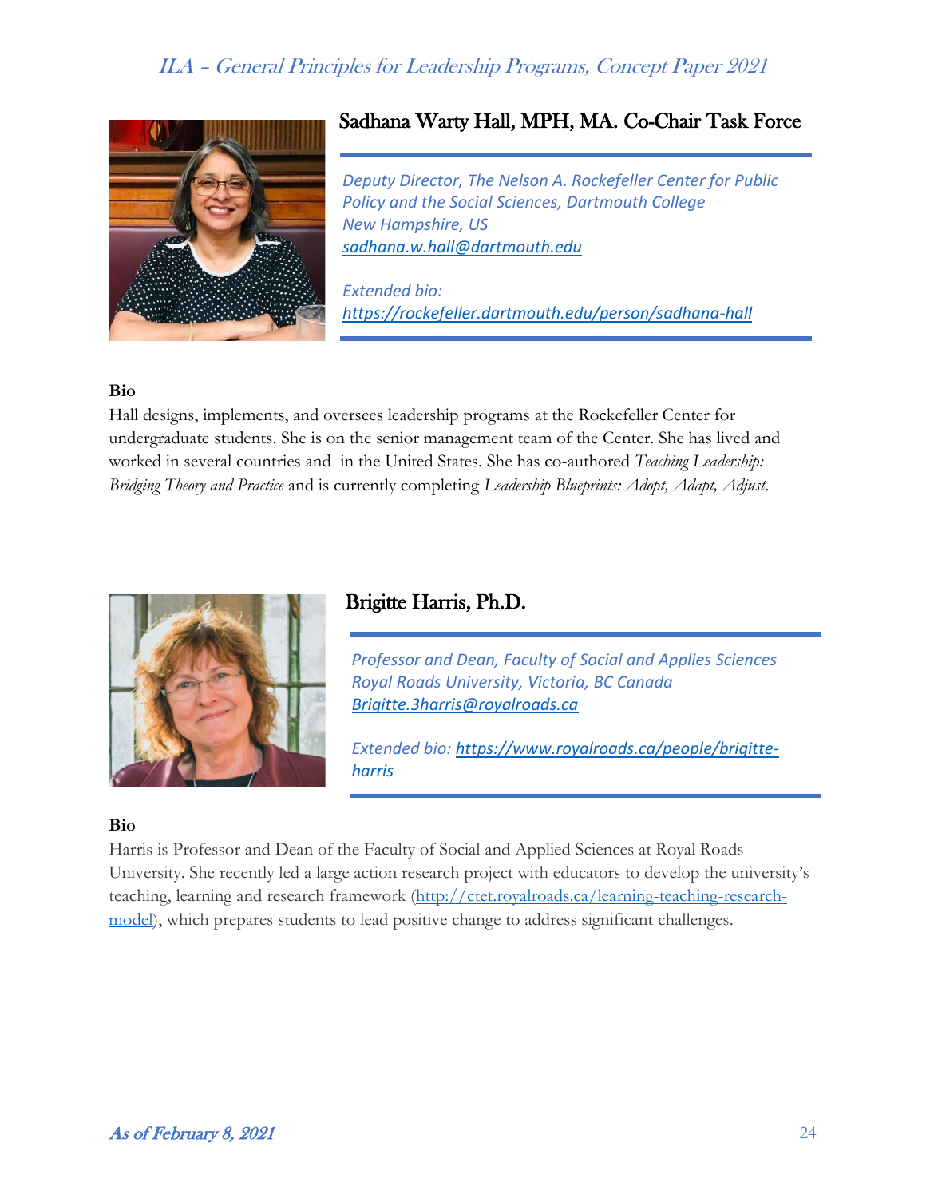## Sadhana Warty Hall, MPH, MA. Co-Chair Task Force

*Deputy Director, The Nelson A. Rockefeller Center for Public Policy and the Social Sciences, Dartmouth College*
*New Hampshire, US*
*[sadhana.w.hall@dartmouth.edu](mailto:sadhana.w.hall@dartmouth.edu)*

*Extended bio:*
*[https://rockefeller.dartmouth.edu/person/sadhana-hall](https://rockefeller.dartmouth.edu/person/sadhana-hall)*

**Bio**

Hall designs, implements, and oversees leadership programs at the Rockefeller Center for undergraduate students. She is on the senior management team of the Center. She has lived and worked in several countries and in the United States. She has co-authored *Teaching Leadership: Bridging Theory and Practice* and is currently completing *Leadership Blueprints: Adopt, Adapt, Adjust*.

## Brigitte Harris, Ph.D.

*Professor and Dean, Faculty of Social and Applies Sciences*
*Royal Roads University, Victoria, BC Canada*
*[Brigitte.3harris@royalroads.ca](mailto:Brigitte.3harris@royalroads.ca)*

*Extended bio: [https://www.royalroads.ca/people/brigitte-harris](https://www.royalroads.ca/people/brigitte-harris)*

**Bio**

Harris is Professor and Dean of the Faculty of Social and Applied Sciences at Royal Roads University. She recently led a large action research project with educators to develop the university's teaching, learning and research framework ([http://ctet.royalroads.ca/learning-teaching-research-model](http://ctet.royalroads.ca/learning-teaching-research-model)), which prepares students to lead positive change to address significant challenges.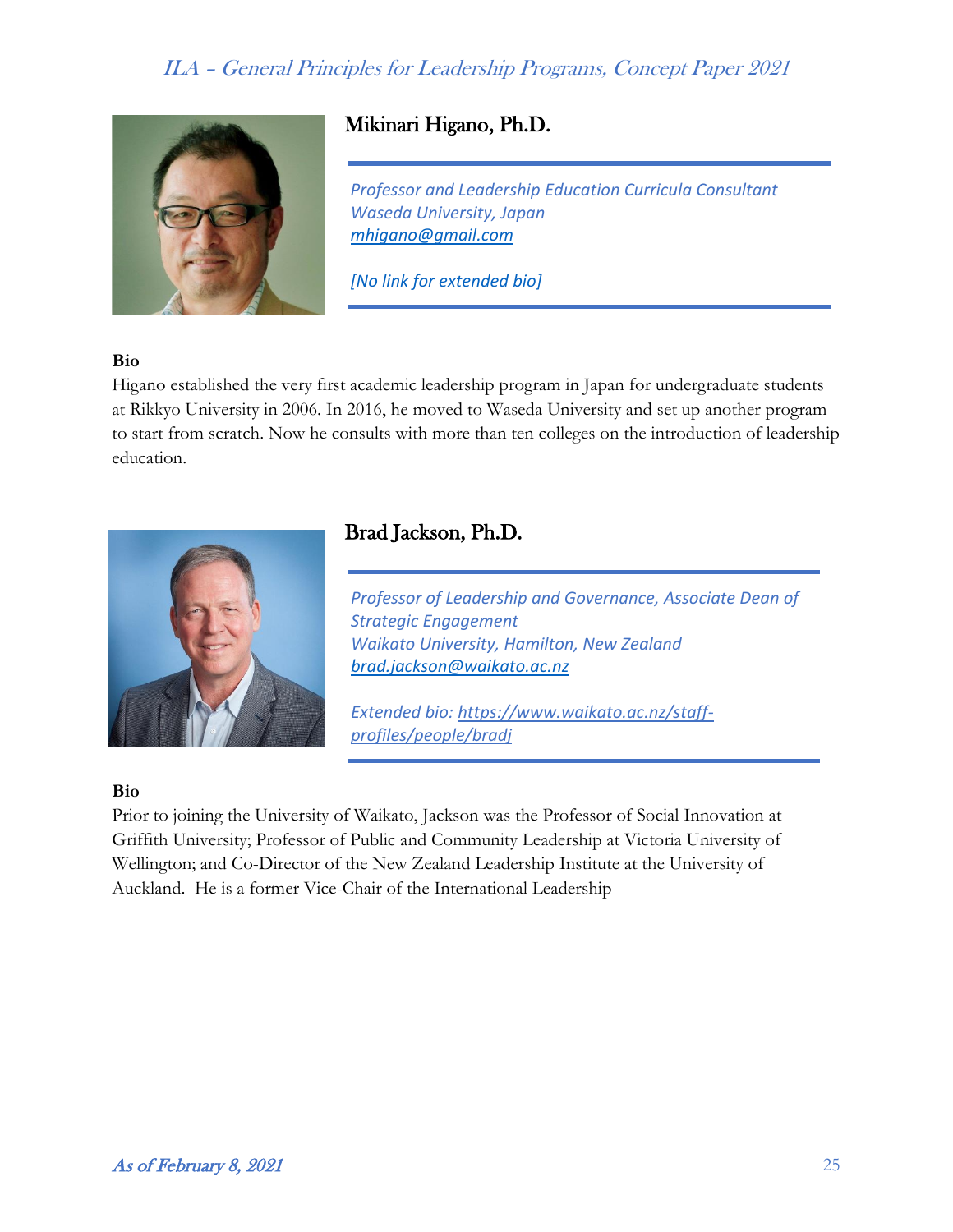## Mikinari Higano, Ph.D.

*Professor and Leadership Education Curricula Consultant*
*Waseda University, Japan*
*mhigano@gmail.com*

*[No link for extended bio]*

**Bio**

Higano established the very first academic leadership program in Japan for undergraduate students at Rikkyo University in 2006. In 2016, he moved to Waseda University and set up another program to start from scratch. Now he consults with more than ten colleges on the introduction of leadership education.

## Brad Jackson, Ph.D.

*Professor of Leadership and Governance, Associate Dean of Strategic Engagement*
*Waikato University, Hamilton, New Zealand*
*brad.jackson@waikato.ac.nz*

*Extended bio: https://www.waikato.ac.nz/staff-profiles/people/bradj*

**Bio**

Prior to joining the University of Waikato, Jackson was the Professor of Social Innovation at Griffith University; Professor of Public and Community Leadership at Victoria University of Wellington; and Co-Director of the New Zealand Leadership Institute at the University of Auckland. He is a former Vice-Chair of the International Leadership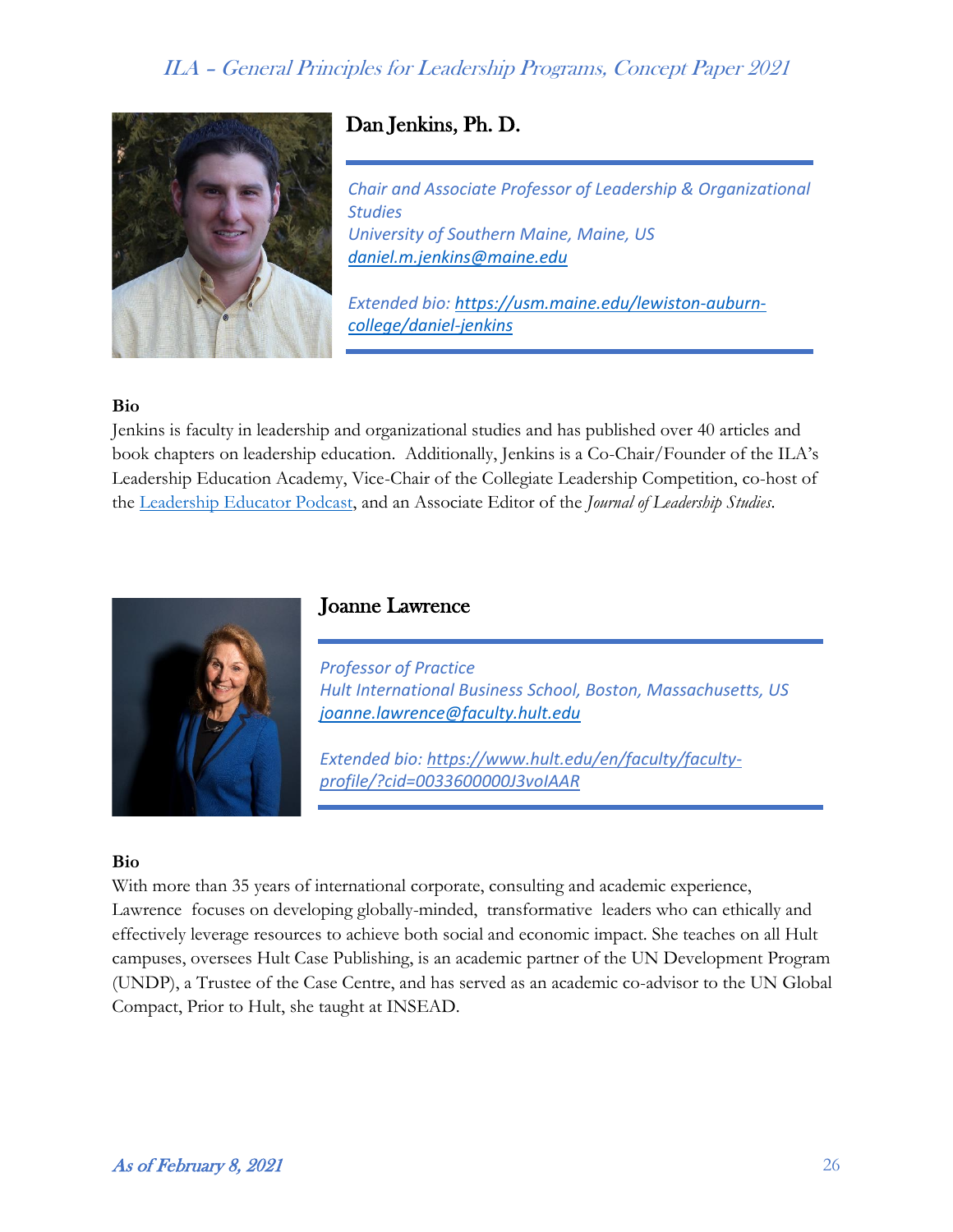## Dan Jenkins, Ph. D.

*Chair and Associate Professor of Leadership & Organizational Studies*
*University of Southern Maine, Maine, US*
*daniel.m.jenkins@maine.edu*

*Extended bio: https://usm.maine.edu/lewiston-auburn-college/daniel-jenkins*

**Bio**

Jenkins is faculty in leadership and organizational studies and has published over 40 articles and book chapters on leadership education. Additionally, Jenkins is a Co-Chair/Founder of the ILA's Leadership Education Academy, Vice-Chair of the Collegiate Leadership Competition, co-host of the Leadership Educator Podcast, and an Associate Editor of the *Journal of Leadership Studies*.

## Joanne Lawrence

*Professor of Practice*
*Hult International Business School, Boston, Massachusetts, US*
*joanne.lawrence@faculty.hult.edu*

*Extended bio: https://www.hult.edu/en/faculty/faculty-profile/?cid=0033600000J3voIAAR*

**Bio**

With more than 35 years of international corporate, consulting and academic experience, Lawrence focuses on developing globally-minded, transformative leaders who can ethically and effectively leverage resources to achieve both social and economic impact. She teaches on all Hult campuses, oversees Hult Case Publishing, is an academic partner of the UN Development Program (UNDP), a Trustee of the Case Centre, and has served as an academic co-advisor to the UN Global Compact, Prior to Hult, she taught at INSEAD.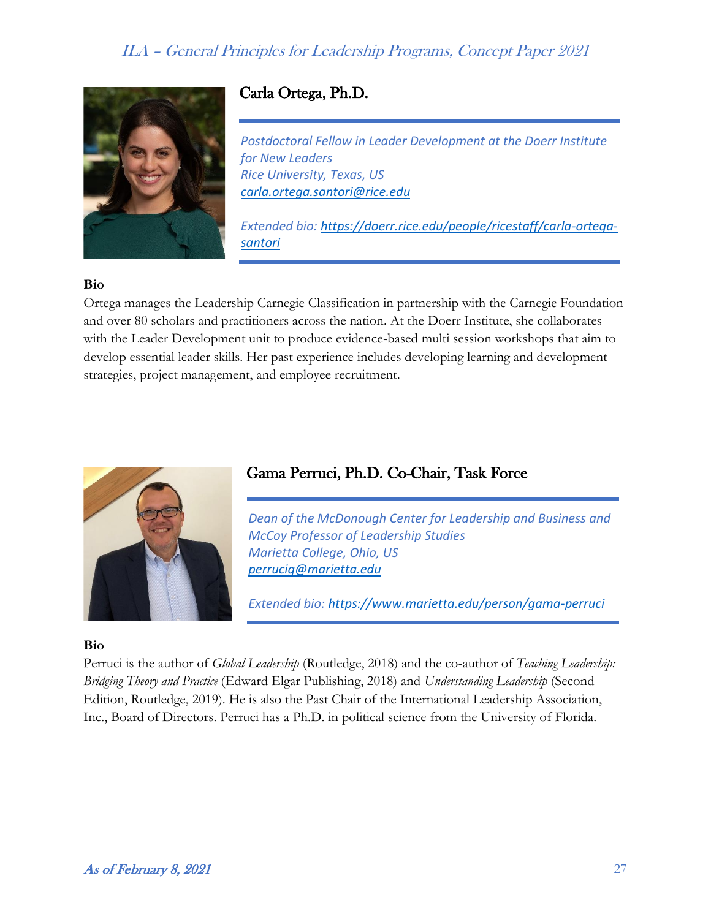## Carla Ortega, Ph.D.

*Postdoctoral Fellow in Leader Development at the Doerr Institute for New Leaders*
*Rice University, Texas, US*
*carla.ortega.santori@rice.edu*

*Extended bio: https://doerr.rice.edu/people/ricestaff/carla-ortega-santori*

**Bio**

Ortega manages the Leadership Carnegie Classification in partnership with the Carnegie Foundation and over 80 scholars and practitioners across the nation. At the Doerr Institute, she collaborates with the Leader Development unit to produce evidence-based multi session workshops that aim to develop essential leader skills. Her past experience includes developing learning and development strategies, project management, and employee recruitment.

## Gama Perruci, Ph.D. Co-Chair, Task Force

*Dean of the McDonough Center for Leadership and Business and McCoy Professor of Leadership Studies*
*Marietta College, Ohio, US*
*perrucig@marietta.edu*

*Extended bio: https://www.marietta.edu/person/gama-perruci*

**Bio**

Perruci is the author of *Global Leadership* (Routledge, 2018) and the co-author of *Teaching Leadership: Bridging Theory and Practice* (Edward Elgar Publishing, 2018) and *Understanding Leadership* (Second Edition, Routledge, 2019). He is also the Past Chair of the International Leadership Association, Inc., Board of Directors. Perruci has a Ph.D. in political science from the University of Florida.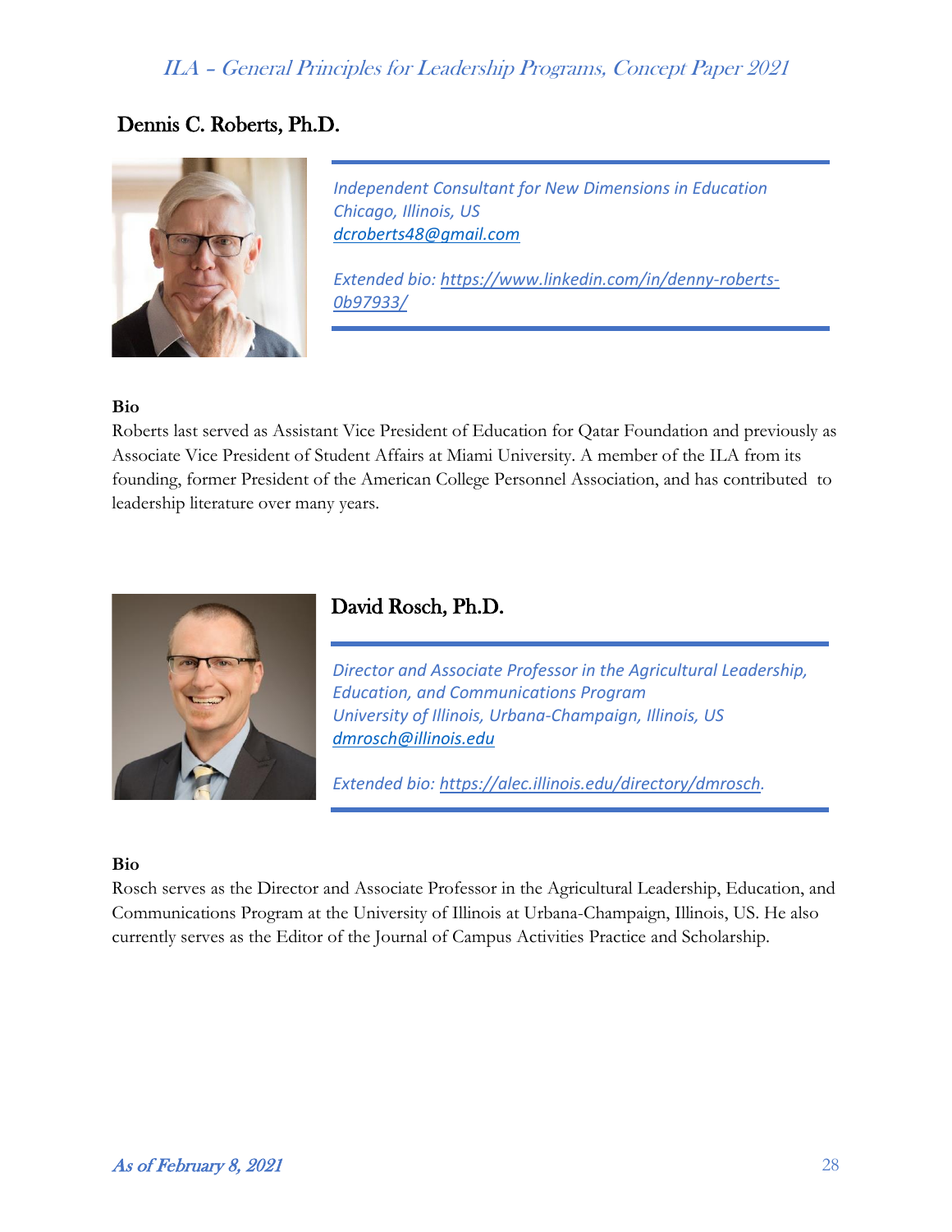## Dennis C. Roberts, Ph.D.

*Independent Consultant for New Dimensions in Education*
*Chicago, Illinois, US*
*dcroberts48@gmail.com*

*Extended bio: https://www.linkedin.com/in/denny-roberts-0b97933/*

**Bio**

Roberts last served as Assistant Vice President of Education for Qatar Foundation and previously as Associate Vice President of Student Affairs at Miami University. A member of the ILA from its founding, former President of the American College Personnel Association, and has contributed to leadership literature over many years.

## David Rosch, Ph.D.

*Director and Associate Professor in the Agricultural Leadership, Education, and Communications Program*
*University of Illinois, Urbana-Champaign, Illinois, US*
*dmrosch@illinois.edu*

*Extended bio: https://alec.illinois.edu/directory/dmrosch.*

**Bio**

Rosch serves as the Director and Associate Professor in the Agricultural Leadership, Education, and Communications Program at the University of Illinois at Urbana-Champaign, Illinois, US. He also currently serves as the Editor of the Journal of Campus Activities Practice and Scholarship.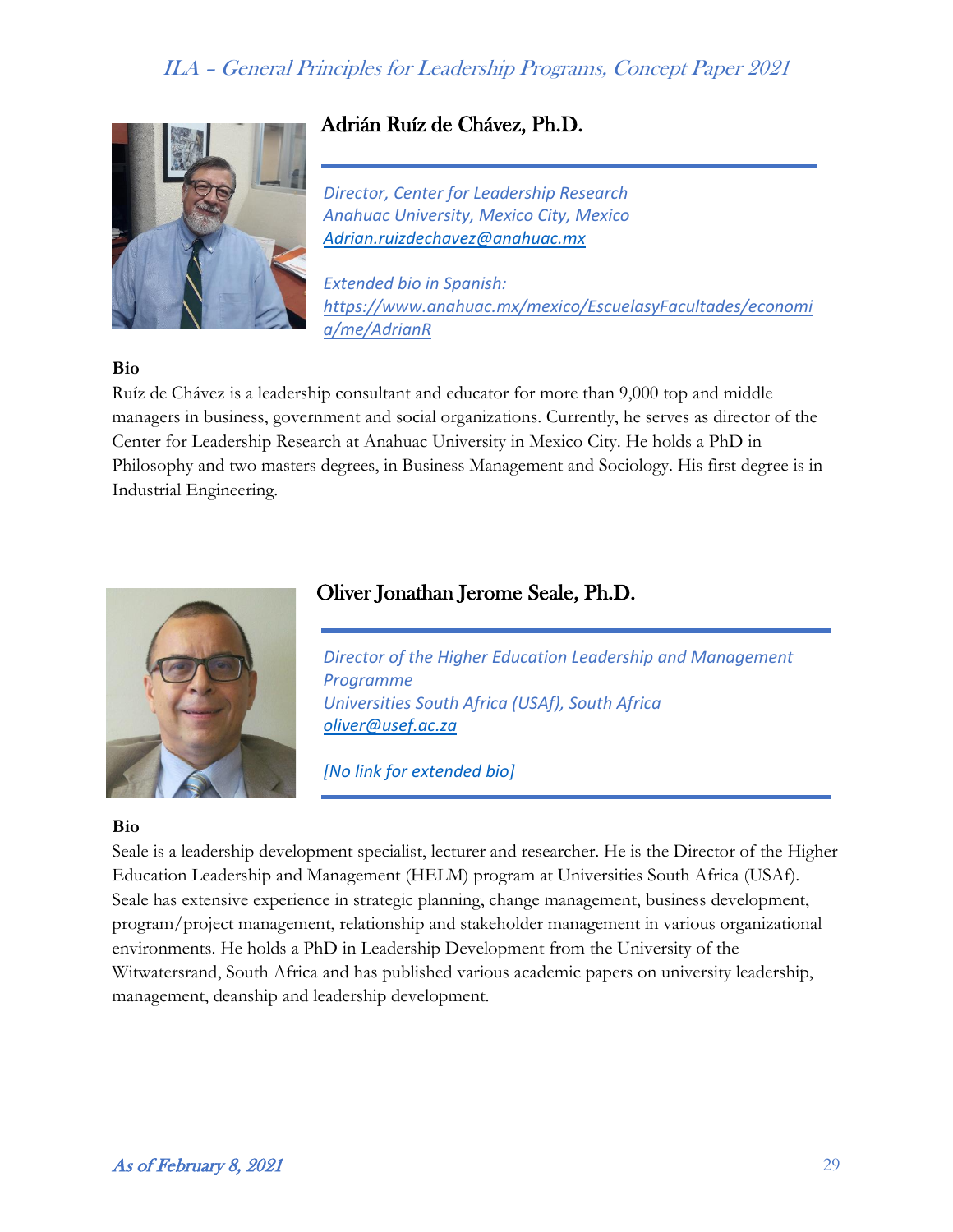## Adrián Ruíz de Chávez, Ph.D.

*Director, Center for Leadership Research*
*Anahuac University, Mexico City, Mexico*
*Adrian.ruizdechavez@anahuac.mx*

*Extended bio in Spanish:*
*https://www.anahuac.mx/mexico/EscuelasyFacultades/economia/me/AdrianR*

**Bio**

Ruíz de Chávez is a leadership consultant and educator for more than 9,000 top and middle managers in business, government and social organizations. Currently, he serves as director of the Center for Leadership Research at Anahuac University in Mexico City. He holds a PhD in Philosophy and two masters degrees, in Business Management and Sociology. His first degree is in Industrial Engineering.

## Oliver Jonathan Jerome Seale, Ph.D.

*Director of the Higher Education Leadership and Management Programme*
*Universities South Africa (USAf), South Africa*
*oliver@usef.ac.za*

*[No link for extended bio]*

**Bio**

Seale is a leadership development specialist, lecturer and researcher. He is the Director of the Higher Education Leadership and Management (HELM) program at Universities South Africa (USAf). Seale has extensive experience in strategic planning, change management, business development, program/project management, relationship and stakeholder management in various organizational environments. He holds a PhD in Leadership Development from the University of the Witwatersrand, South Africa and has published various academic papers on university leadership, management, deanship and leadership development.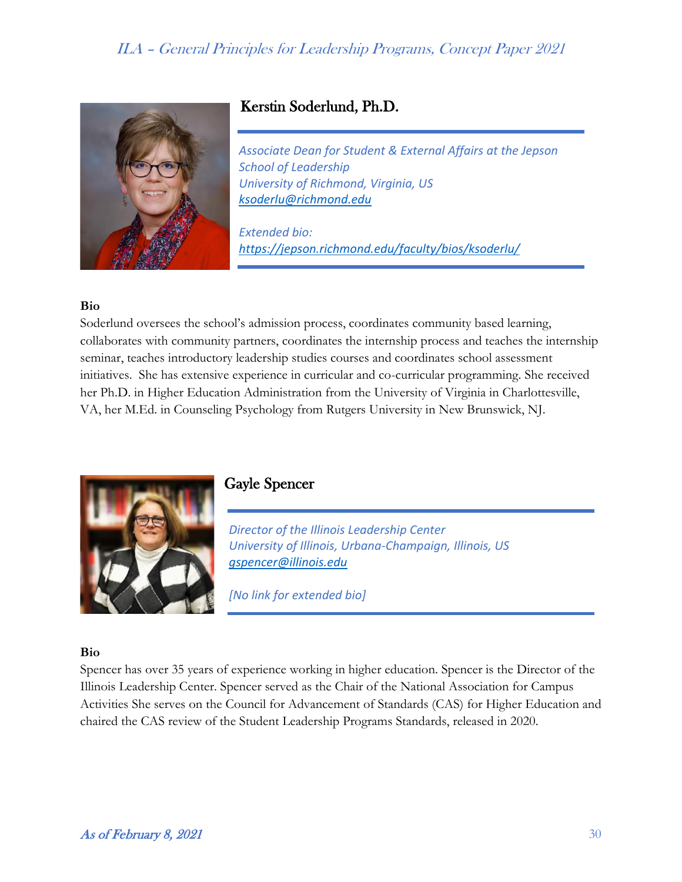## Kerstin Soderlund, Ph.D.

*Associate Dean for Student & External Affairs at the Jepson School of Leadership*
*University of Richmond, Virginia, US*
*ksoderlu@richmond.edu*

*Extended bio:*
*https://jepson.richmond.edu/faculty/bios/ksoderlu/*

**Bio**

Soderlund oversees the school's admission process, coordinates community based learning, collaborates with community partners, coordinates the internship process and teaches the internship seminar, teaches introductory leadership studies courses and coordinates school assessment initiatives. She has extensive experience in curricular and co-curricular programming. She received her Ph.D. in Higher Education Administration from the University of Virginia in Charlottesville, VA, her M.Ed. in Counseling Psychology from Rutgers University in New Brunswick, NJ.

## Gayle Spencer

*Director of the Illinois Leadership Center*
*University of Illinois, Urbana-Champaign, Illinois, US*
*gspencer@illinois.edu*

*[No link for extended bio]*

**Bio**

Spencer has over 35 years of experience working in higher education. Spencer is the Director of the Illinois Leadership Center. Spencer served as the Chair of the National Association for Campus Activities She serves on the Council for Advancement of Standards (CAS) for Higher Education and chaired the CAS review of the Student Leadership Programs Standards, released in 2020.